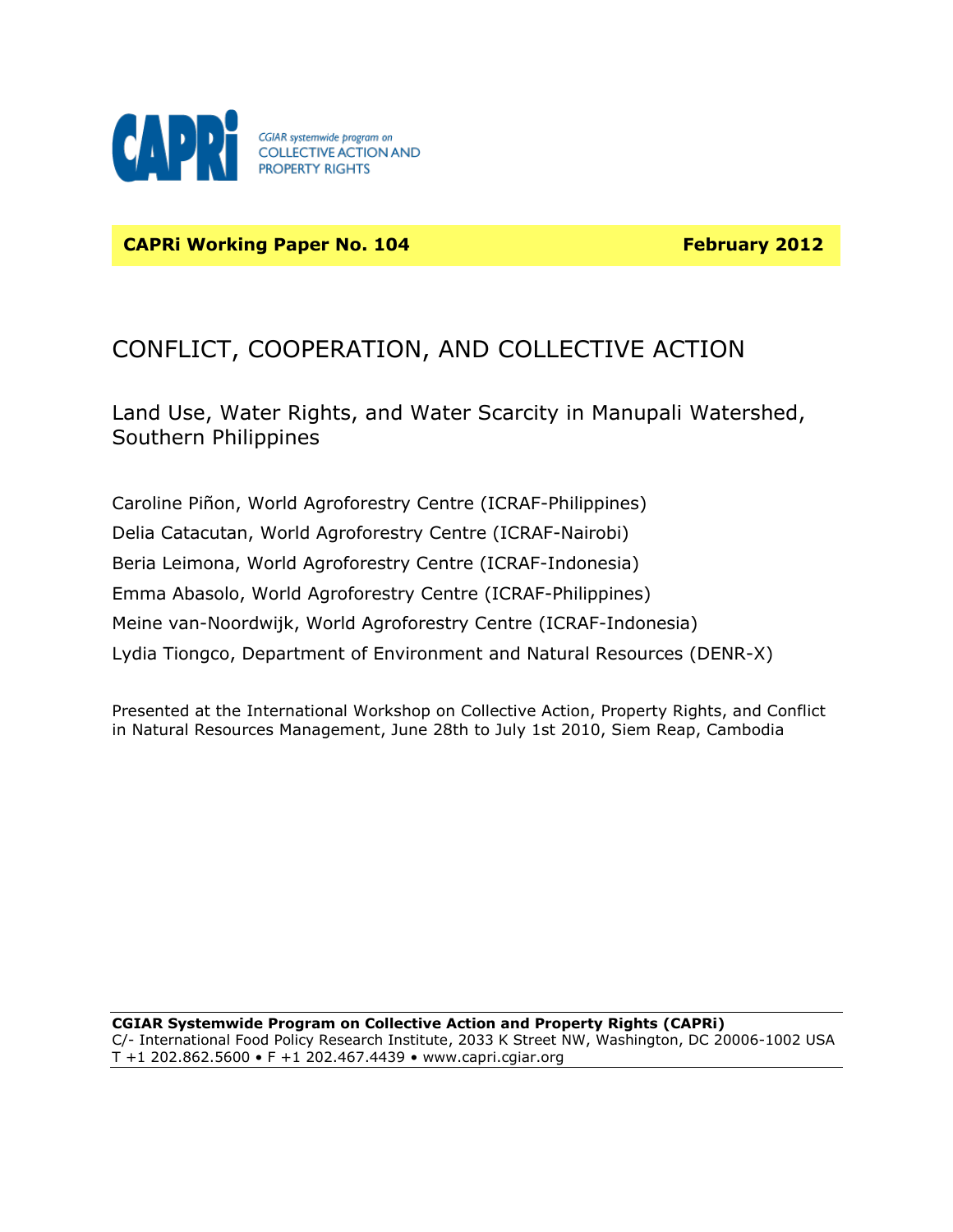CAPRi

CGIAR systemwide program on
COLLECTIVE ACTION AND
PROPERTY RIGHTS

**CAPRi Working Paper No. 104** **February 2012**

# CONFLICT, COOPERATION, AND COLLECTIVE ACTION

## Land Use, Water Rights, and Water Scarcity in Manupali Watershed, Southern Philippines

Caroline Piñon, World Agroforestry Centre (ICRAF-Philippines)

Delia Catacutan, World Agroforestry Centre (ICRAF-Nairobi)

Beria Leimona, World Agroforestry Centre (ICRAF-Indonesia)

Emma Abasolo, World Agroforestry Centre (ICRAF-Philippines)

Meine van-Noordwijk, World Agroforestry Centre (ICRAF-Indonesia)

Lydia Tiongco, Department of Environment and Natural Resources (DENR-X)

Presented at the International Workshop on Collective Action, Property Rights, and Conflict in Natural Resources Management, June 28th to July 1st 2010, Siem Reap, Cambodia

**CGIAR Systemwide Program on Collective Action and Property Rights (CAPRi)**
C/- International Food Policy Research Institute, 2033 K Street NW, Washington, DC 20006-1002 USA
T +1 202.862.5600 • F +1 202.467.4439 • www.capri.cgiar.org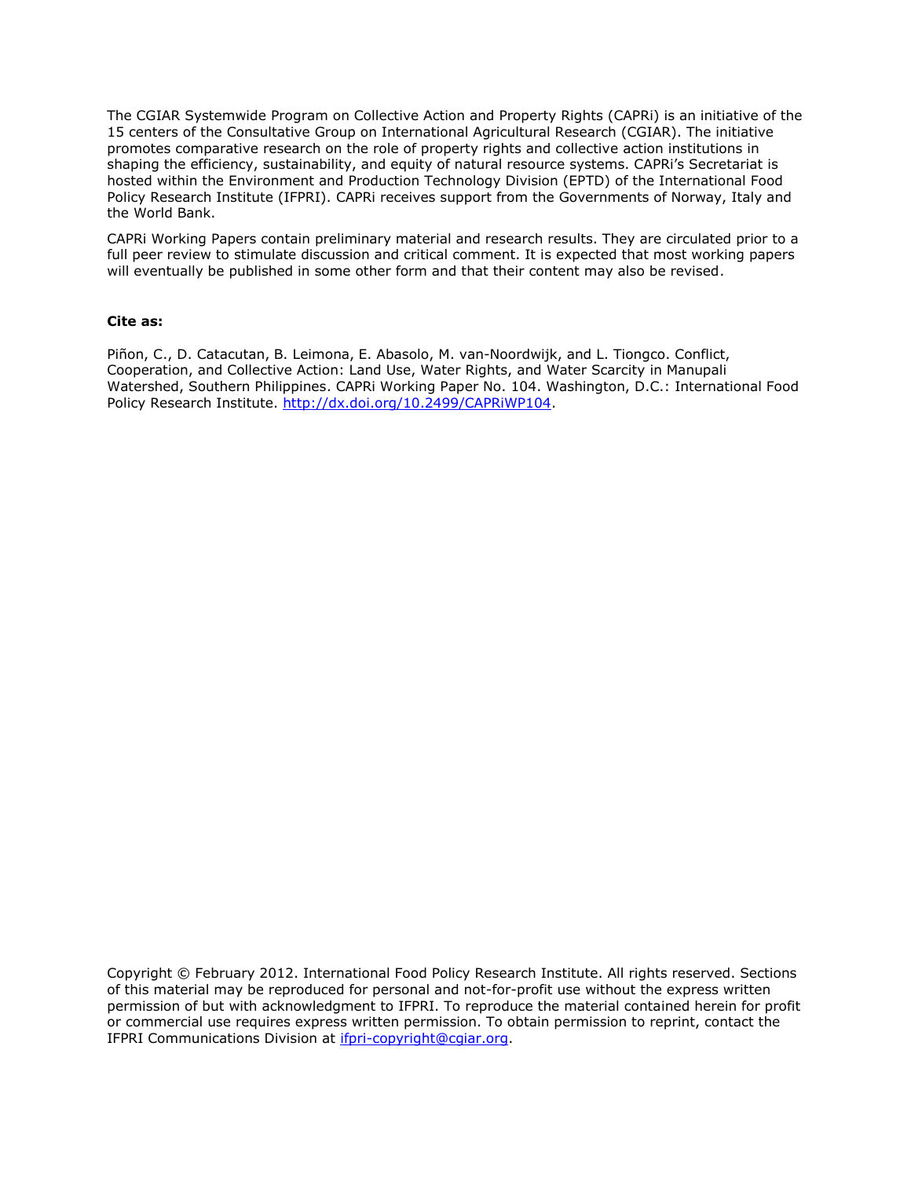The CGIAR Systemwide Program on Collective Action and Property Rights (CAPRi) is an initiative of the 15 centers of the Consultative Group on International Agricultural Research (CGIAR). The initiative promotes comparative research on the role of property rights and collective action institutions in shaping the efficiency, sustainability, and equity of natural resource systems. CAPRi's Secretariat is hosted within the Environment and Production Technology Division (EPTD) of the International Food Policy Research Institute (IFPRI). CAPRi receives support from the Governments of Norway, Italy and the World Bank.

CAPRi Working Papers contain preliminary material and research results. They are circulated prior to a full peer review to stimulate discussion and critical comment. It is expected that most working papers will eventually be published in some other form and that their content may also be revised.

**Cite as:**

Piñon, C., D. Catacutan, B. Leimona, E. Abasolo, M. van-Noordwijk, and L. Tiongco. Conflict, Cooperation, and Collective Action: Land Use, Water Rights, and Water Scarcity in Manupali Watershed, Southern Philippines. CAPRi Working Paper No. 104. Washington, D.C.: International Food Policy Research Institute. http://dx.doi.org/10.2499/CAPRiWP104.

Copyright © February 2012. International Food Policy Research Institute. All rights reserved. Sections of this material may be reproduced for personal and not-for-profit use without the express written permission of but with acknowledgment to IFPRI. To reproduce the material contained herein for profit or commercial use requires express written permission. To obtain permission to reprint, contact the IFPRI Communications Division at ifpri-copyright@cgiar.org.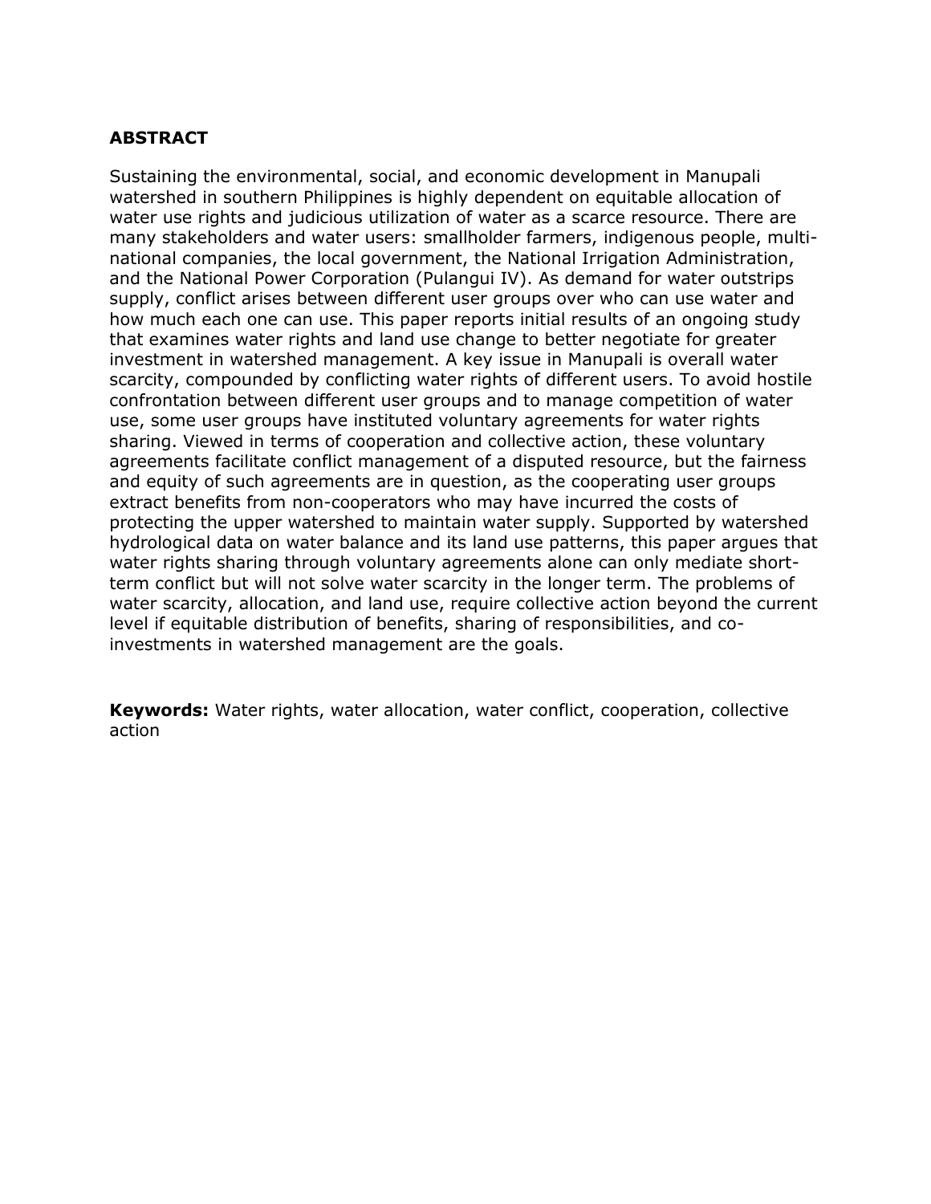## ABSTRACT

Sustaining the environmental, social, and economic development in Manupali watershed in southern Philippines is highly dependent on equitable allocation of water use rights and judicious utilization of water as a scarce resource. There are many stakeholders and water users: smallholder farmers, indigenous people, multi-national companies, the local government, the National Irrigation Administration, and the National Power Corporation (Pulangui IV). As demand for water outstrips supply, conflict arises between different user groups over who can use water and how much each one can use. This paper reports initial results of an ongoing study that examines water rights and land use change to better negotiate for greater investment in watershed management. A key issue in Manupali is overall water scarcity, compounded by conflicting water rights of different users. To avoid hostile confrontation between different user groups and to manage competition of water use, some user groups have instituted voluntary agreements for water rights sharing. Viewed in terms of cooperation and collective action, these voluntary agreements facilitate conflict management of a disputed resource, but the fairness and equity of such agreements are in question, as the cooperating user groups extract benefits from non-cooperators who may have incurred the costs of protecting the upper watershed to maintain water supply. Supported by watershed hydrological data on water balance and its land use patterns, this paper argues that water rights sharing through voluntary agreements alone can only mediate short-term conflict but will not solve water scarcity in the longer term. The problems of water scarcity, allocation, and land use, require collective action beyond the current level if equitable distribution of benefits, sharing of responsibilities, and co-investments in watershed management are the goals.

**Keywords:** Water rights, water allocation, water conflict, cooperation, collective action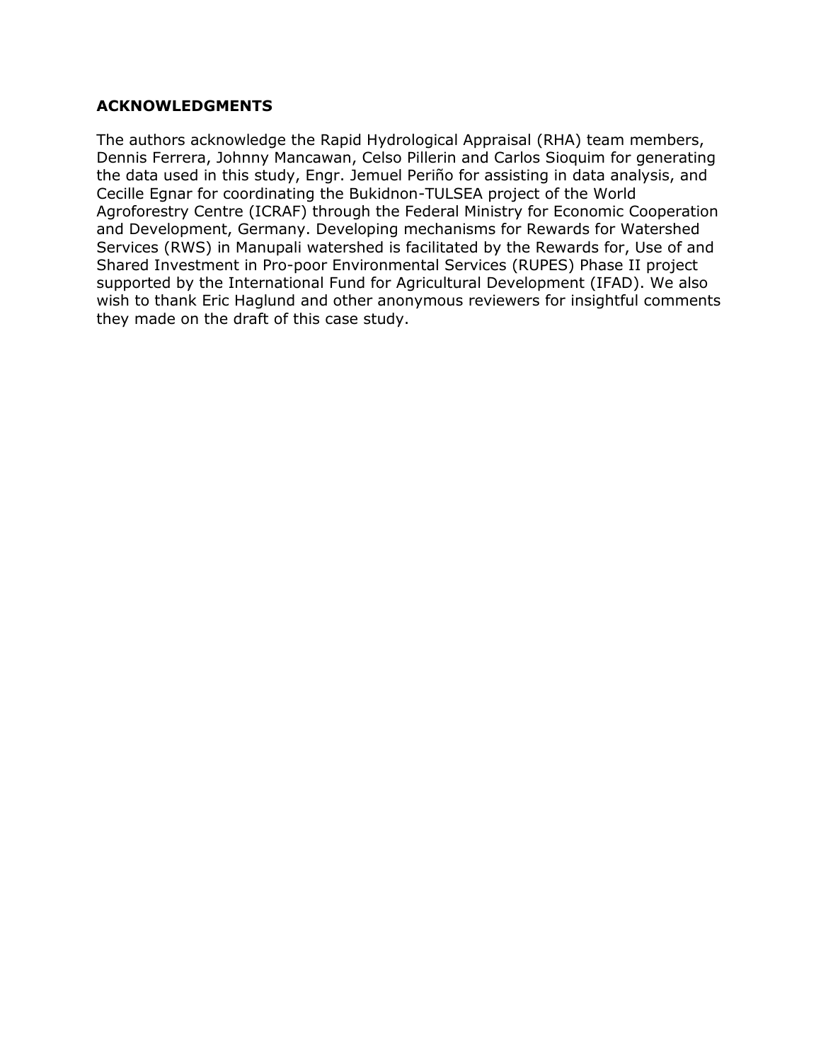## ACKNOWLEDGMENTS

The authors acknowledge the Rapid Hydrological Appraisal (RHA) team members, Dennis Ferrera, Johnny Mancawan, Celso Pillerin and Carlos Sioquim for generating the data used in this study, Engr. Jemuel Periño for assisting in data analysis, and Cecille Egnar for coordinating the Bukidnon-TULSEA project of the World Agroforestry Centre (ICRAF) through the Federal Ministry for Economic Cooperation and Development, Germany. Developing mechanisms for Rewards for Watershed Services (RWS) in Manupali watershed is facilitated by the Rewards for, Use of and Shared Investment in Pro-poor Environmental Services (RUPES) Phase II project supported by the International Fund for Agricultural Development (IFAD). We also wish to thank Eric Haglund and other anonymous reviewers for insightful comments they made on the draft of this case study.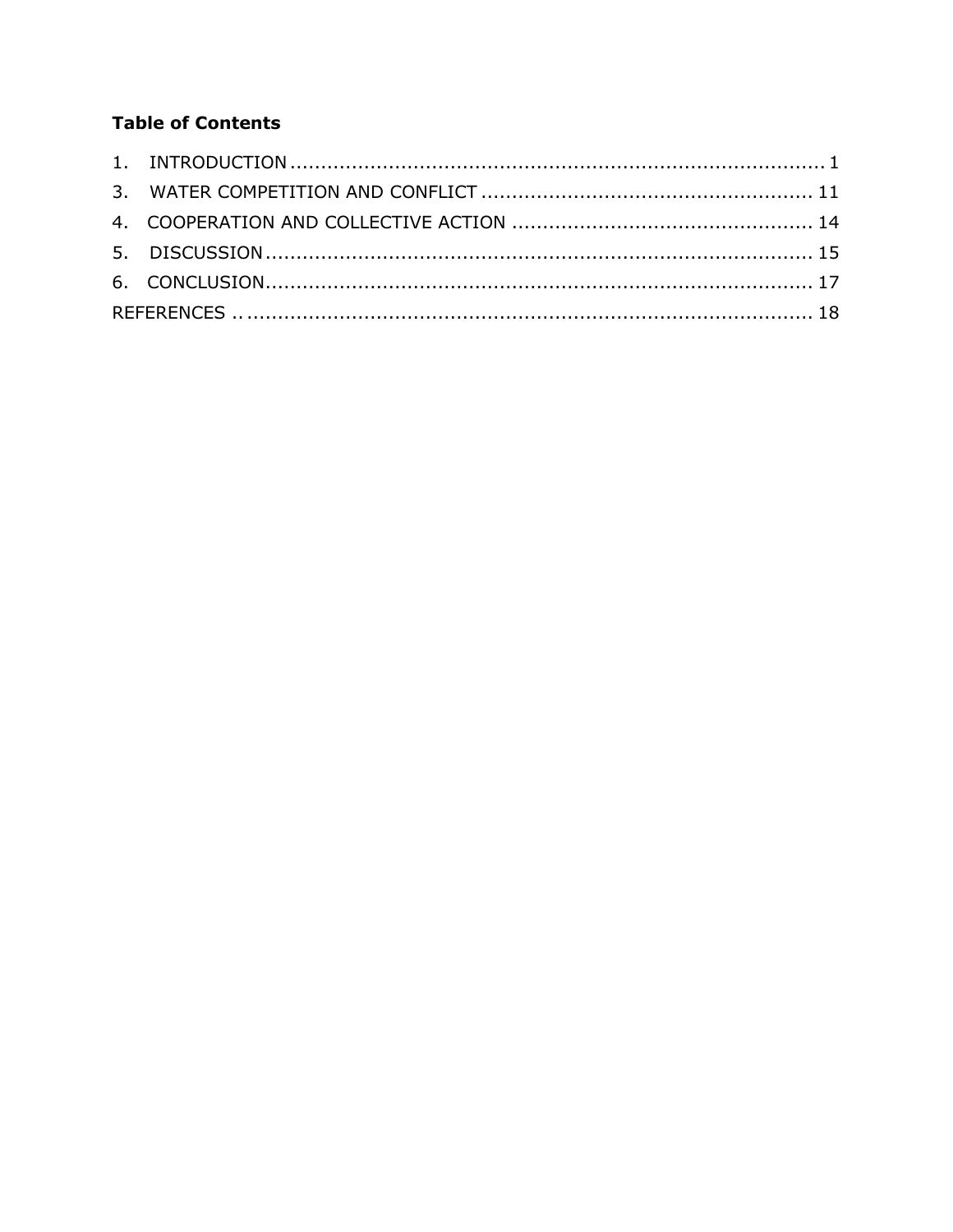**Table of Contents**

1. INTRODUCTION ........................................................................................ 1
3. WATER COMPETITION AND CONFLICT ...................................................... 11
4. COOPERATION AND COLLECTIVE ACTION ................................................. 14
5. DISCUSSION ........................................................................................... 15
6. CONCLUSION.......................................................................................... 17

REFERENCES ............................................................................................. 18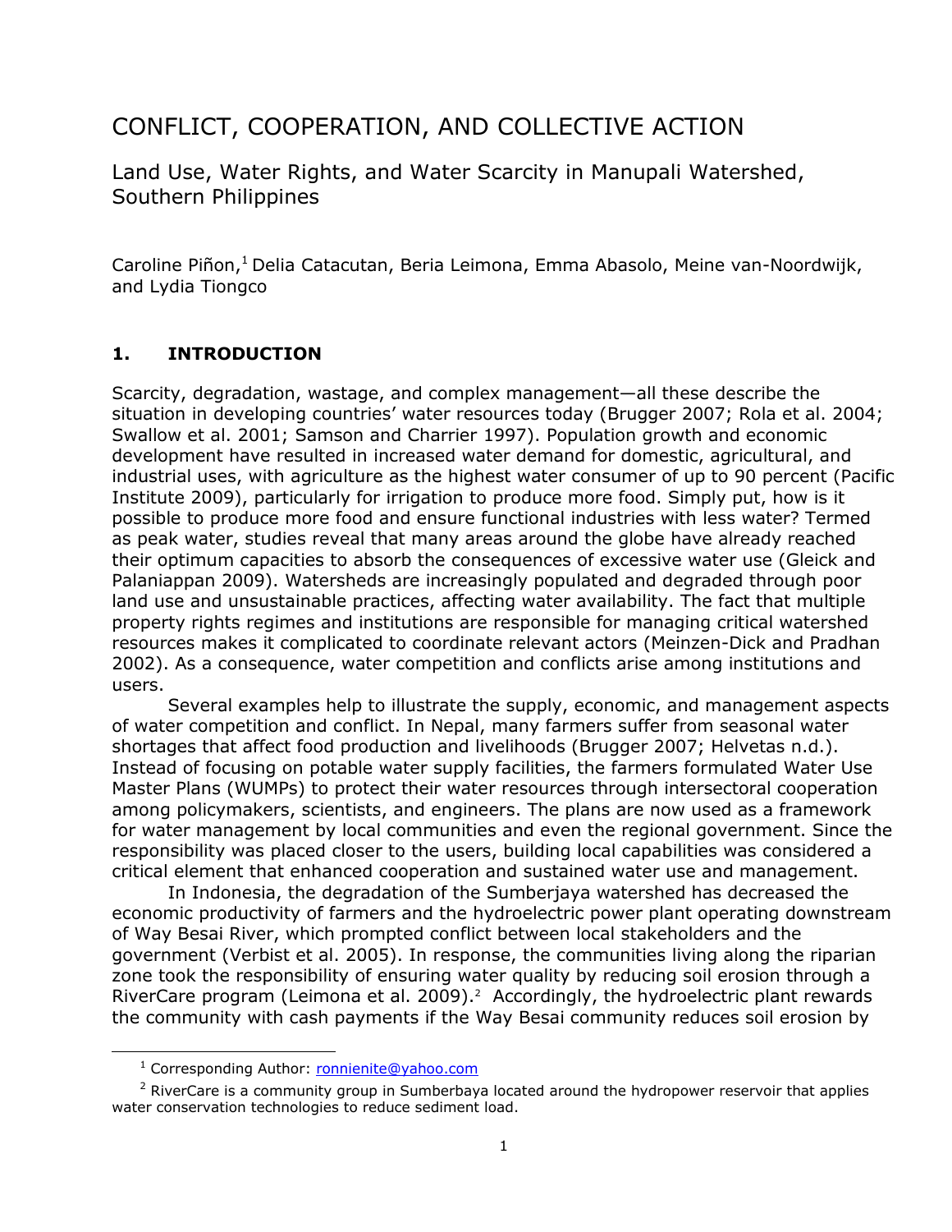# CONFLICT, COOPERATION, AND COLLECTIVE ACTION

## Land Use, Water Rights, and Water Scarcity in Manupali Watershed, Southern Philippines

Caroline Piñon,[1] Delia Catacutan, Beria Leimona, Emma Abasolo, Meine van-Noordwijk, and Lydia Tiongco

### 1. INTRODUCTION

Scarcity, degradation, wastage, and complex management—all these describe the situation in developing countries' water resources today (Brugger 2007; Rola et al. 2004; Swallow et al. 2001; Samson and Charrier 1997). Population growth and economic development have resulted in increased water demand for domestic, agricultural, and industrial uses, with agriculture as the highest water consumer of up to 90 percent (Pacific Institute 2009), particularly for irrigation to produce more food. Simply put, how is it possible to produce more food and ensure functional industries with less water? Termed as peak water, studies reveal that many areas around the globe have already reached their optimum capacities to absorb the consequences of excessive water use (Gleick and Palaniappan 2009). Watersheds are increasingly populated and degraded through poor land use and unsustainable practices, affecting water availability. The fact that multiple property rights regimes and institutions are responsible for managing critical watershed resources makes it complicated to coordinate relevant actors (Meinzen-Dick and Pradhan 2002). As a consequence, water competition and conflicts arise among institutions and users.

Several examples help to illustrate the supply, economic, and management aspects of water competition and conflict. In Nepal, many farmers suffer from seasonal water shortages that affect food production and livelihoods (Brugger 2007; Helvetas n.d.). Instead of focusing on potable water supply facilities, the farmers formulated Water Use Master Plans (WUMPs) to protect their water resources through intersectoral cooperation among policymakers, scientists, and engineers. The plans are now used as a framework for water management by local communities and even the regional government. Since the responsibility was placed closer to the users, building local capabilities was considered a critical element that enhanced cooperation and sustained water use and management.

In Indonesia, the degradation of the Sumberjaya watershed has decreased the economic productivity of farmers and the hydroelectric power plant operating downstream of Way Besai River, which prompted conflict between local stakeholders and the government (Verbist et al. 2005). In response, the communities living along the riparian zone took the responsibility of ensuring water quality by reducing soil erosion through a RiverCare program (Leimona et al. 2009).[2] Accordingly, the hydroelectric plant rewards the community with cash payments if the Way Besai community reduces soil erosion by

---

[1] Corresponding Author: ronnienite@yahoo.com

[2] RiverCare is a community group in Sumberbaya located around the hydropower reservoir that applies water conservation technologies to reduce sediment load.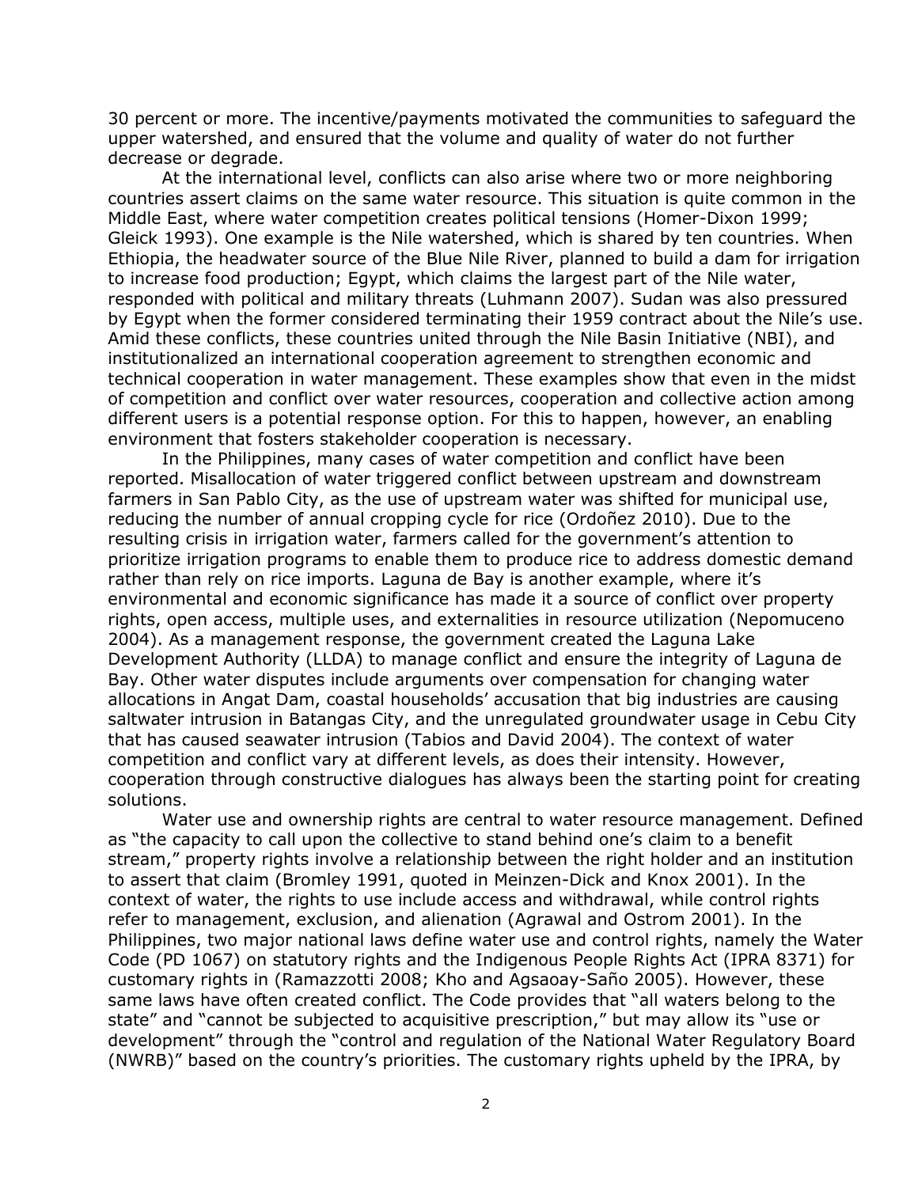30 percent or more. The incentive/payments motivated the communities to safeguard the upper watershed, and ensured that the volume and quality of water do not further decrease or degrade.

At the international level, conflicts can also arise where two or more neighboring countries assert claims on the same water resource. This situation is quite common in the Middle East, where water competition creates political tensions (Homer-Dixon 1999; Gleick 1993). One example is the Nile watershed, which is shared by ten countries. When Ethiopia, the headwater source of the Blue Nile River, planned to build a dam for irrigation to increase food production; Egypt, which claims the largest part of the Nile water, responded with political and military threats (Luhmann 2007). Sudan was also pressured by Egypt when the former considered terminating their 1959 contract about the Nile's use. Amid these conflicts, these countries united through the Nile Basin Initiative (NBI), and institutionalized an international cooperation agreement to strengthen economic and technical cooperation in water management. These examples show that even in the midst of competition and conflict over water resources, cooperation and collective action among different users is a potential response option. For this to happen, however, an enabling environment that fosters stakeholder cooperation is necessary.

In the Philippines, many cases of water competition and conflict have been reported. Misallocation of water triggered conflict between upstream and downstream farmers in San Pablo City, as the use of upstream water was shifted for municipal use, reducing the number of annual cropping cycle for rice (Ordoñez 2010). Due to the resulting crisis in irrigation water, farmers called for the government's attention to prioritize irrigation programs to enable them to produce rice to address domestic demand rather than rely on rice imports. Laguna de Bay is another example, where it's environmental and economic significance has made it a source of conflict over property rights, open access, multiple uses, and externalities in resource utilization (Nepomuceno 2004). As a management response, the government created the Laguna Lake Development Authority (LLDA) to manage conflict and ensure the integrity of Laguna de Bay. Other water disputes include arguments over compensation for changing water allocations in Angat Dam, coastal households' accusation that big industries are causing saltwater intrusion in Batangas City, and the unregulated groundwater usage in Cebu City that has caused seawater intrusion (Tabios and David 2004). The context of water competition and conflict vary at different levels, as does their intensity. However, cooperation through constructive dialogues has always been the starting point for creating solutions.

Water use and ownership rights are central to water resource management. Defined as "the capacity to call upon the collective to stand behind one's claim to a benefit stream," property rights involve a relationship between the right holder and an institution to assert that claim (Bromley 1991, quoted in Meinzen-Dick and Knox 2001). In the context of water, the rights to use include access and withdrawal, while control rights refer to management, exclusion, and alienation (Agrawal and Ostrom 2001). In the Philippines, two major national laws define water use and control rights, namely the Water Code (PD 1067) on statutory rights and the Indigenous People Rights Act (IPRA 8371) for customary rights in (Ramazzotti 2008; Kho and Agsaoay-Saño 2005). However, these same laws have often created conflict. The Code provides that "all waters belong to the state" and "cannot be subjected to acquisitive prescription," but may allow its "use or development" through the "control and regulation of the National Water Regulatory Board (NWRB)" based on the country's priorities. The customary rights upheld by the IPRA, by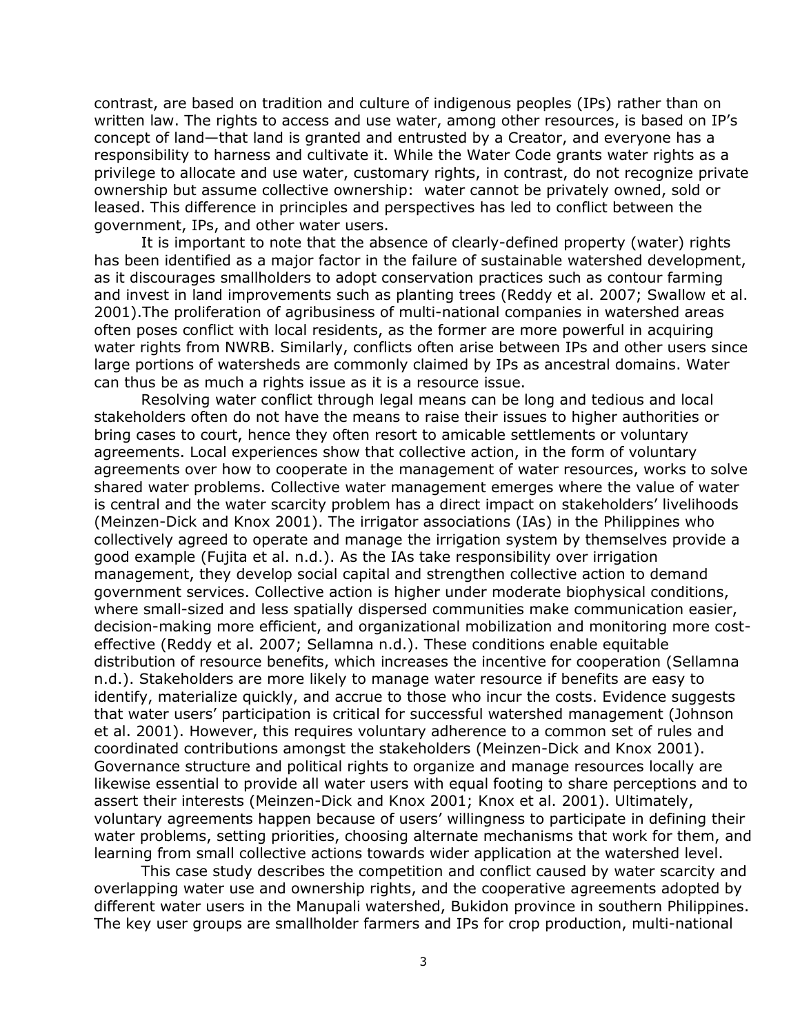contrast, are based on tradition and culture of indigenous peoples (IPs) rather than on written law. The rights to access and use water, among other resources, is based on IP's concept of land—that land is granted and entrusted by a Creator, and everyone has a responsibility to harness and cultivate it. While the Water Code grants water rights as a privilege to allocate and use water, customary rights, in contrast, do not recognize private ownership but assume collective ownership: water cannot be privately owned, sold or leased. This difference in principles and perspectives has led to conflict between the government, IPs, and other water users.

It is important to note that the absence of clearly-defined property (water) rights has been identified as a major factor in the failure of sustainable watershed development, as it discourages smallholders to adopt conservation practices such as contour farming and invest in land improvements such as planting trees (Reddy et al. 2007; Swallow et al. 2001).The proliferation of agribusiness of multi-national companies in watershed areas often poses conflict with local residents, as the former are more powerful in acquiring water rights from NWRB. Similarly, conflicts often arise between IPs and other users since large portions of watersheds are commonly claimed by IPs as ancestral domains. Water can thus be as much a rights issue as it is a resource issue.

Resolving water conflict through legal means can be long and tedious and local stakeholders often do not have the means to raise their issues to higher authorities or bring cases to court, hence they often resort to amicable settlements or voluntary agreements. Local experiences show that collective action, in the form of voluntary agreements over how to cooperate in the management of water resources, works to solve shared water problems. Collective water management emerges where the value of water is central and the water scarcity problem has a direct impact on stakeholders' livelihoods (Meinzen-Dick and Knox 2001). The irrigator associations (IAs) in the Philippines who collectively agreed to operate and manage the irrigation system by themselves provide a good example (Fujita et al. n.d.). As the IAs take responsibility over irrigation management, they develop social capital and strengthen collective action to demand government services. Collective action is higher under moderate biophysical conditions, where small-sized and less spatially dispersed communities make communication easier, decision-making more efficient, and organizational mobilization and monitoring more cost-effective (Reddy et al. 2007; Sellamna n.d.). These conditions enable equitable distribution of resource benefits, which increases the incentive for cooperation (Sellamna n.d.). Stakeholders are more likely to manage water resource if benefits are easy to identify, materialize quickly, and accrue to those who incur the costs. Evidence suggests that water users' participation is critical for successful watershed management (Johnson et al. 2001). However, this requires voluntary adherence to a common set of rules and coordinated contributions amongst the stakeholders (Meinzen-Dick and Knox 2001). Governance structure and political rights to organize and manage resources locally are likewise essential to provide all water users with equal footing to share perceptions and to assert their interests (Meinzen-Dick and Knox 2001; Knox et al. 2001). Ultimately, voluntary agreements happen because of users' willingness to participate in defining their water problems, setting priorities, choosing alternate mechanisms that work for them, and learning from small collective actions towards wider application at the watershed level.

This case study describes the competition and conflict caused by water scarcity and overlapping water use and ownership rights, and the cooperative agreements adopted by different water users in the Manupali watershed, Bukidon province in southern Philippines. The key user groups are smallholder farmers and IPs for crop production, multi-national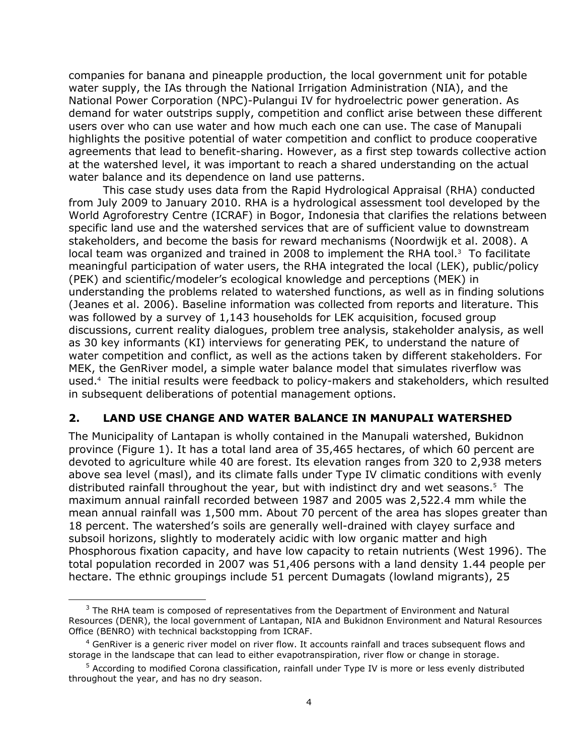companies for banana and pineapple production, the local government unit for potable water supply, the IAs through the National Irrigation Administration (NIA), and the National Power Corporation (NPC)-Pulangui IV for hydroelectric power generation. As demand for water outstrips supply, competition and conflict arise between these different users over who can use water and how much each one can use. The case of Manupali highlights the positive potential of water competition and conflict to produce cooperative agreements that lead to benefit-sharing. However, as a first step towards collective action at the watershed level, it was important to reach a shared understanding on the actual water balance and its dependence on land use patterns.

This case study uses data from the Rapid Hydrological Appraisal (RHA) conducted from July 2009 to January 2010. RHA is a hydrological assessment tool developed by the World Agroforestry Centre (ICRAF) in Bogor, Indonesia that clarifies the relations between specific land use and the watershed services that are of sufficient value to downstream stakeholders, and become the basis for reward mechanisms (Noordwijk et al. 2008). A local team was organized and trained in 2008 to implement the RHA tool.[3] To facilitate meaningful participation of water users, the RHA integrated the local (LEK), public/policy (PEK) and scientific/modeler's ecological knowledge and perceptions (MEK) in understanding the problems related to watershed functions, as well as in finding solutions (Jeanes et al. 2006). Baseline information was collected from reports and literature. This was followed by a survey of 1,143 households for LEK acquisition, focused group discussions, current reality dialogues, problem tree analysis, stakeholder analysis, as well as 30 key informants (KI) interviews for generating PEK, to understand the nature of water competition and conflict, as well as the actions taken by different stakeholders. For MEK, the GenRiver model, a simple water balance model that simulates riverflow was used.[4] The initial results were feedback to policy-makers and stakeholders, which resulted in subsequent deliberations of potential management options.

## 2. LAND USE CHANGE AND WATER BALANCE IN MANUPALI WATERSHED

The Municipality of Lantapan is wholly contained in the Manupali watershed, Bukidnon province (Figure 1). It has a total land area of 35,465 hectares, of which 60 percent are devoted to agriculture while 40 are forest. Its elevation ranges from 320 to 2,938 meters above sea level (masl), and its climate falls under Type IV climatic conditions with evenly distributed rainfall throughout the year, but with indistinct dry and wet seasons.[5] The maximum annual rainfall recorded between 1987 and 2005 was 2,522.4 mm while the mean annual rainfall was 1,500 mm. About 70 percent of the area has slopes greater than 18 percent. The watershed's soils are generally well-drained with clayey surface and subsoil horizons, slightly to moderately acidic with low organic matter and high Phosphorous fixation capacity, and have low capacity to retain nutrients (West 1996). The total population recorded in 2007 was 51,406 persons with a land density 1.44 people per hectare. The ethnic groupings include 51 percent Dumagats (lowland migrants), 25

---

[3] The RHA team is composed of representatives from the Department of Environment and Natural Resources (DENR), the local government of Lantapan, NIA and Bukidnon Environment and Natural Resources Office (BENRO) with technical backstopping from ICRAF.

[4] GenRiver is a generic river model on river flow. It accounts rainfall and traces subsequent flows and storage in the landscape that can lead to either evapotranspiration, river flow or change in storage.

[5] According to modified Corona classification, rainfall under Type IV is more or less evenly distributed throughout the year, and has no dry season.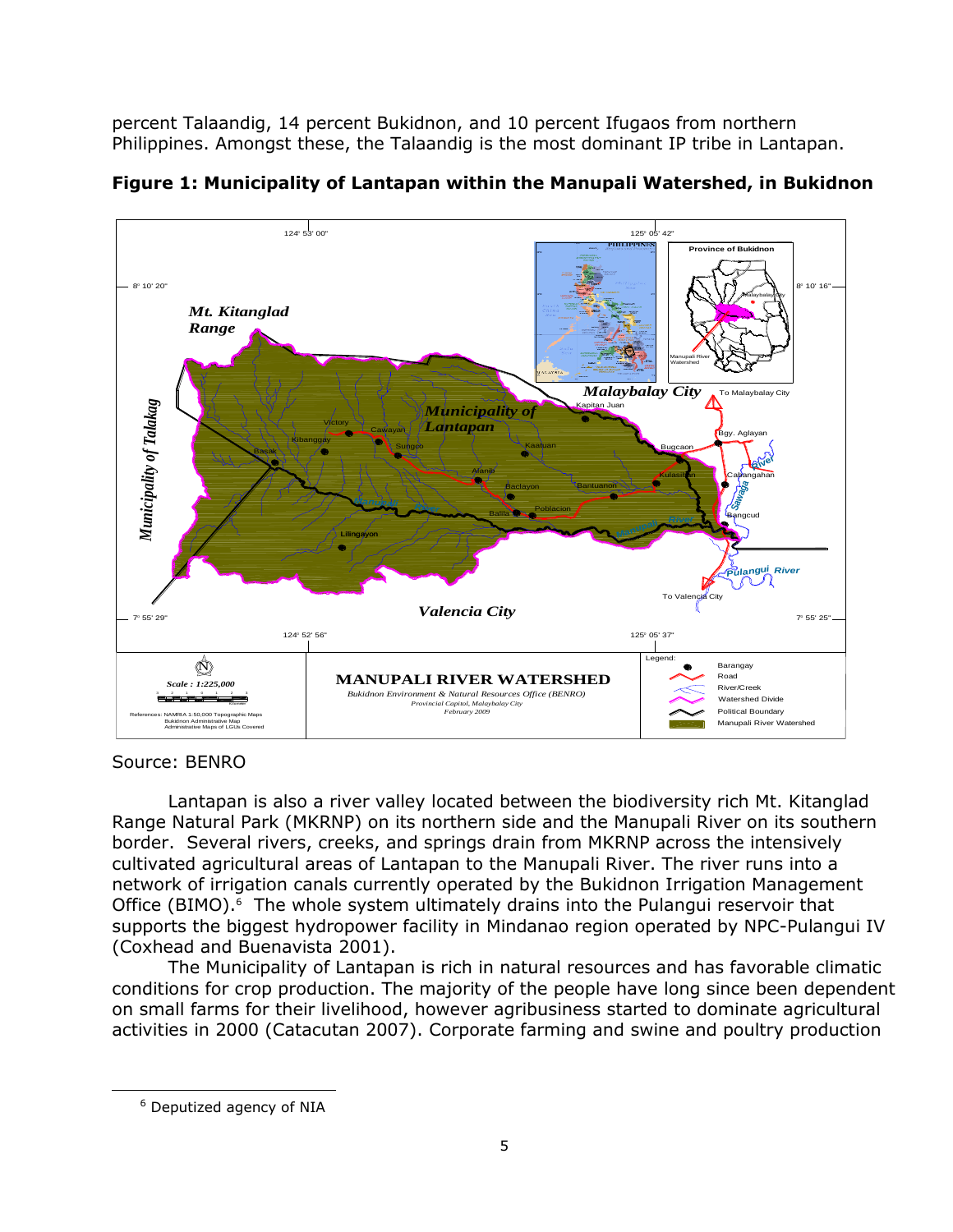percent Talaandig, 14 percent Bukidnon, and 10 percent Ifugaos from northern Philippines. Amongst these, the Talaandig is the most dominant IP tribe in Lantapan.

**Figure 1: Municipality of Lantapan within the Manupali Watershed, in Bukidnon**

Source: BENRO

Lantapan is also a river valley located between the biodiversity rich Mt. Kitanglad Range Natural Park (MKRNP) on its northern side and the Manupali River on its southern border. Several rivers, creeks, and springs drain from MKRNP across the intensively cultivated agricultural areas of Lantapan to the Manupali River. The river runs into a network of irrigation canals currently operated by the Bukidnon Irrigation Management Office (BIMO).[6] The whole system ultimately drains into the Pulangui reservoir that supports the biggest hydropower facility in Mindanao region operated by NPC-Pulangui IV (Coxhead and Buenavista 2001).

The Municipality of Lantapan is rich in natural resources and has favorable climatic conditions for crop production. The majority of the people have long since been dependent on small farms for their livelihood, however agribusiness started to dominate agricultural activities in 2000 (Catacutan 2007). Corporate farming and swine and poultry production

[6] Deputized agency of NIA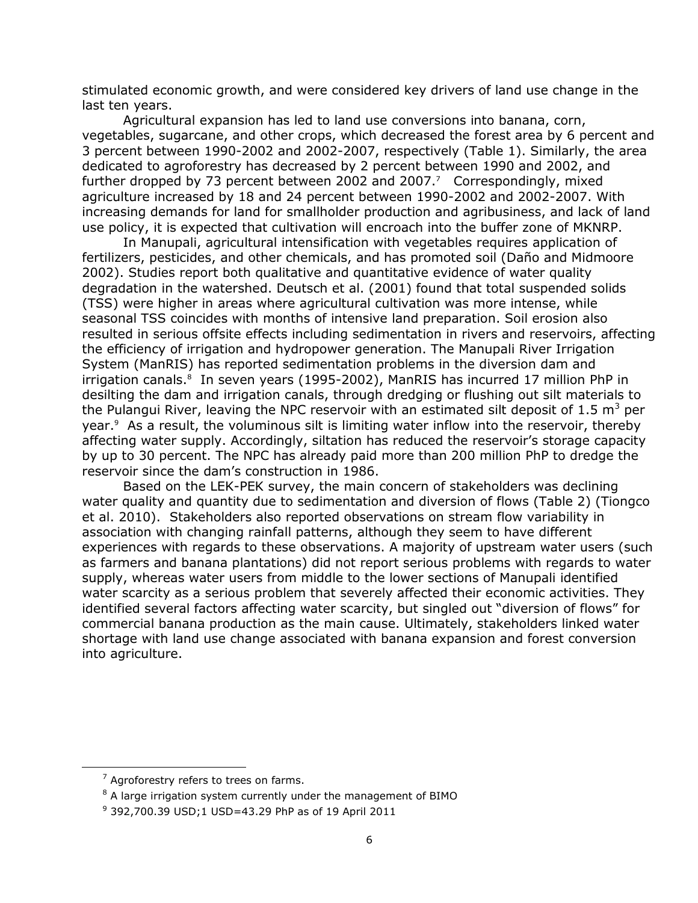stimulated economic growth, and were considered key drivers of land use change in the last ten years.

Agricultural expansion has led to land use conversions into banana, corn, vegetables, sugarcane, and other crops, which decreased the forest area by 6 percent and 3 percent between 1990-2002 and 2002-2007, respectively (Table 1). Similarly, the area dedicated to agroforestry has decreased by 2 percent between 1990 and 2002, and further dropped by 73 percent between 2002 and 2007.[7] Correspondingly, mixed agriculture increased by 18 and 24 percent between 1990-2002 and 2002-2007. With increasing demands for land for smallholder production and agribusiness, and lack of land use policy, it is expected that cultivation will encroach into the buffer zone of MKNRP.

In Manupali, agricultural intensification with vegetables requires application of fertilizers, pesticides, and other chemicals, and has promoted soil (Daño and Midmoore 2002). Studies report both qualitative and quantitative evidence of water quality degradation in the watershed. Deutsch et al. (2001) found that total suspended solids (TSS) were higher in areas where agricultural cultivation was more intense, while seasonal TSS coincides with months of intensive land preparation. Soil erosion also resulted in serious offsite effects including sedimentation in rivers and reservoirs, affecting the efficiency of irrigation and hydropower generation. The Manupali River Irrigation System (ManRIS) has reported sedimentation problems in the diversion dam and irrigation canals.[8] In seven years (1995-2002), ManRIS has incurred 17 million PhP in desilting the dam and irrigation canals, through dredging or flushing out silt materials to the Pulangui River, leaving the NPC reservoir with an estimated silt deposit of 1.5 $m^3$ per year.[9] As a result, the voluminous silt is limiting water inflow into the reservoir, thereby affecting water supply. Accordingly, siltation has reduced the reservoir's storage capacity by up to 30 percent. The NPC has already paid more than 200 million PhP to dredge the reservoir since the dam's construction in 1986.

Based on the LEK-PEK survey, the main concern of stakeholders was declining water quality and quantity due to sedimentation and diversion of flows (Table 2) (Tiongco et al. 2010). Stakeholders also reported observations on stream flow variability in association with changing rainfall patterns, although they seem to have different experiences with regards to these observations. A majority of upstream water users (such as farmers and banana plantations) did not report serious problems with regards to water supply, whereas water users from middle to the lower sections of Manupali identified water scarcity as a serious problem that severely affected their economic activities. They identified several factors affecting water scarcity, but singled out "diversion of flows" for commercial banana production as the main cause. Ultimately, stakeholders linked water shortage with land use change associated with banana expansion and forest conversion into agriculture.

---

[7] Agroforestry refers to trees on farms.

[8] A large irrigation system currently under the management of BIMO

[9] 392,700.39 USD;1 USD=43.29 PhP as of 19 April 2011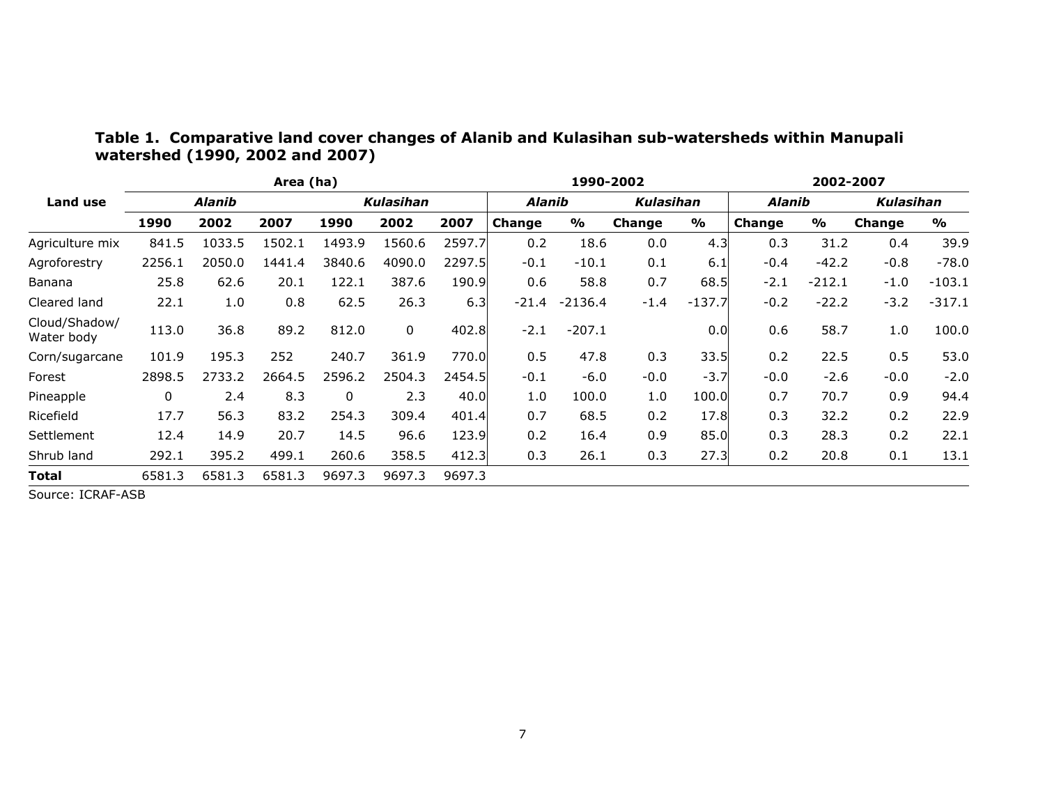**Table 1. Comparative land cover changes of Alanib and Kulasihan sub-watersheds within Manupali watershed (1990, 2002 and 2007)**

| Land use | Area (ha) | | | | | | 1990-2002 | | | | 2002-2007 | | | |
|---|---|---|---|---|---|---|---|---|---|---|---|---|---|---|
| | *Alanib* | | | *Kulasihan* | | | *Alanib* | | *Kulasihan* | | *Alanib* | | *Kulasihan* | |
| | 1990 | 2002 | 2007 | 1990 | 2002 | 2007 | Change | % | Change | % | Change | % | Change | % |
| Agriculture mix | 841.5 | 1033.5 | 1502.1 | 1493.9 | 1560.6 | 2597.7 | 0.2 | 18.6 | 0.0 | 4.3 | 0.3 | 31.2 | 0.4 | 39.9 |
| Agroforestry | 2256.1 | 2050.0 | 1441.4 | 3840.6 | 4090.0 | 2297.5 | -0.1 | -10.1 | 0.1 | 6.1 | -0.4 | -42.2 | -0.8 | -78.0 |
| Banana | 25.8 | 62.6 | 20.1 | 122.1 | 387.6 | 190.9 | 0.6 | 58.8 | 0.7 | 68.5 | -2.1 | -212.1 | -1.0 | -103.1 |
| Cleared land | 22.1 | 1.0 | 0.8 | 62.5 | 26.3 | 6.3 | -21.4 | -2136.4 | -1.4 | -137.7 | -0.2 | -22.2 | -3.2 | -317.1 |
| Cloud/Shadow/ Water body | 113.0 | 36.8 | 89.2 | 812.0 | 0 | 402.8 | -2.1 | -207.1 | | 0.0 | 0.6 | 58.7 | 1.0 | 100.0 |
| Corn/sugarcane | 101.9 | 195.3 | 252 | 240.7 | 361.9 | 770.0 | 0.5 | 47.8 | 0.3 | 33.5 | 0.2 | 22.5 | 0.5 | 53.0 |
| Forest | 2898.5 | 2733.2 | 2664.5 | 2596.2 | 2504.3 | 2454.5 | -0.1 | -6.0 | -0.0 | -3.7 | -0.0 | -2.6 | -0.0 | -2.0 |
| Pineapple | 0 | 2.4 | 8.3 | 0 | 2.3 | 40.0 | 1.0 | 100.0 | 1.0 | 100.0 | 0.7 | 70.7 | 0.9 | 94.4 |
| Ricefield | 17.7 | 56.3 | 83.2 | 254.3 | 309.4 | 401.4 | 0.7 | 68.5 | 0.2 | 17.8 | 0.3 | 32.2 | 0.2 | 22.9 |
| Settlement | 12.4 | 14.9 | 20.7 | 14.5 | 96.6 | 123.9 | 0.2 | 16.4 | 0.9 | 85.0 | 0.3 | 28.3 | 0.2 | 22.1 |
| Shrub land | 292.1 | 395.2 | 499.1 | 260.6 | 358.5 | 412.3 | 0.3 | 26.1 | 0.3 | 27.3 | 0.2 | 20.8 | 0.1 | 13.1 |
| **Total** | 6581.3 | 6581.3 | 6581.3 | 9697.3 | 9697.3 | 9697.3 | | | | | | | | |

Source: ICRAF-ASB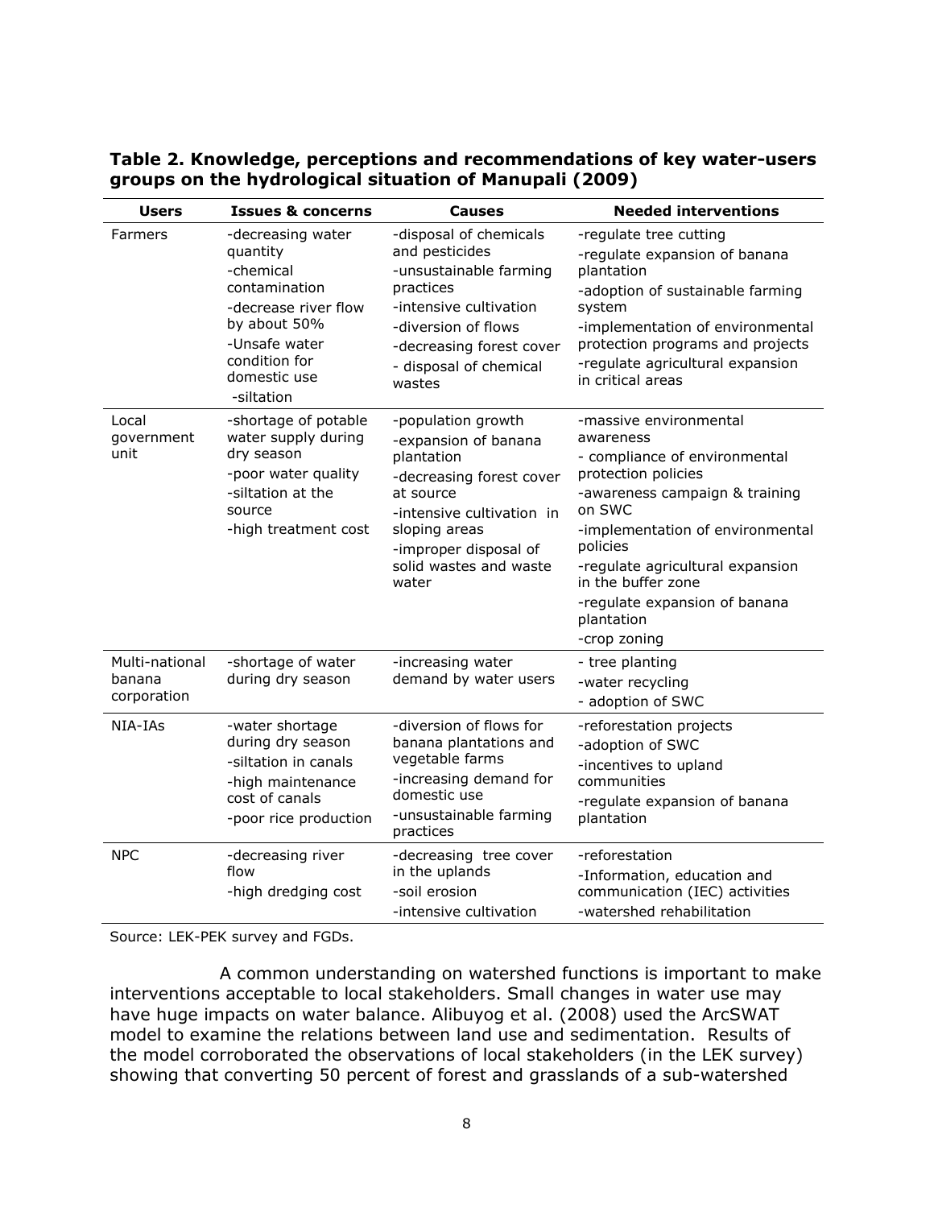**Table 2. Knowledge, perceptions and recommendations of key water-users groups on the hydrological situation of Manupali (2009)**

| Users | Issues & concerns | Causes | Needed interventions |
|---|---|---|---|
| Farmers | -decreasing water quantity<br>-chemical contamination<br>-decrease river flow by about 50%<br>-Unsafe water condition for domestic use<br>-siltation | -disposal of chemicals and pesticides<br>-unsustainable farming practices<br>-intensive cultivation<br>-diversion of flows<br>-decreasing forest cover<br>- disposal of chemical wastes | -regulate tree cutting<br>-regulate expansion of banana plantation<br>-adoption of sustainable farming system<br>-implementation of environmental protection programs and projects<br>-regulate agricultural expansion in critical areas |
| Local government unit | -shortage of potable water supply during dry season<br>-poor water quality<br>-siltation at the source<br>-high treatment cost | -population growth<br>-expansion of banana plantation<br>-decreasing forest cover at source<br>-intensive cultivation in sloping areas<br>-improper disposal of solid wastes and waste water | -massive environmental awareness<br>- compliance of environmental protection policies<br>-awareness campaign & training on SWC<br>-implementation of environmental policies<br>-regulate agricultural expansion in the buffer zone<br>-regulate expansion of banana plantation<br>-crop zoning |
| Multi-national banana corporation | -shortage of water during dry season | -increasing water demand by water users | - tree planting<br>-water recycling<br>- adoption of SWC |
| NIA-IAs | -water shortage during dry season<br>-siltation in canals<br>-high maintenance cost of canals<br>-poor rice production | -diversion of flows for banana plantations and vegetable farms<br>-increasing demand for domestic use<br>-unsustainable farming practices | -reforestation projects<br>-adoption of SWC<br>-incentives to upland communities<br>-regulate expansion of banana plantation |
| NPC | -decreasing river flow<br>-high dredging cost | -decreasing tree cover in the uplands<br>-soil erosion<br>-intensive cultivation | -reforestation<br>-Information, education and communication (IEC) activities<br>-watershed rehabilitation |

Source: LEK-PEK survey and FGDs.

A common understanding on watershed functions is important to make interventions acceptable to local stakeholders. Small changes in water use may have huge impacts on water balance. Alibuyog et al. (2008) used the ArcSWAT model to examine the relations between land use and sedimentation. Results of the model corroborated the observations of local stakeholders (in the LEK survey) showing that converting 50 percent of forest and grasslands of a sub-watershed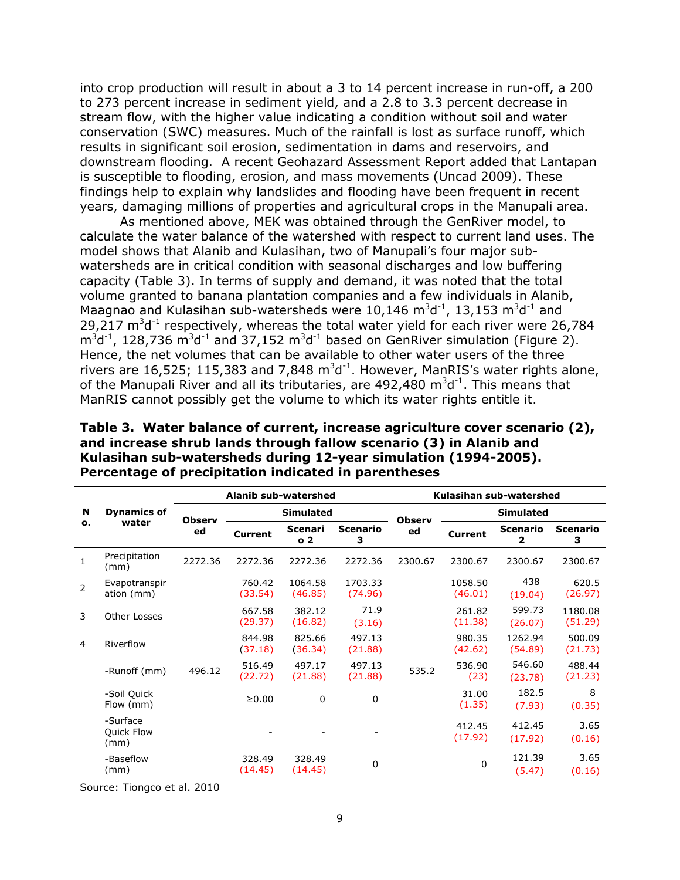into crop production will result in about a 3 to 14 percent increase in run-off, a 200 to 273 percent increase in sediment yield, and a 2.8 to 3.3 percent decrease in stream flow, with the higher value indicating a condition without soil and water conservation (SWC) measures. Much of the rainfall is lost as surface runoff, which results in significant soil erosion, sedimentation in dams and reservoirs, and downstream flooding. A recent Geohazard Assessment Report added that Lantapan is susceptible to flooding, erosion, and mass movements (Uncad 2009). These findings help to explain why landslides and flooding have been frequent in recent years, damaging millions of properties and agricultural crops in the Manupali area.

As mentioned above, MEK was obtained through the GenRiver model, to calculate the water balance of the watershed with respect to current land uses. The model shows that Alanib and Kulasihan, two of Manupali's four major sub-watersheds are in critical condition with seasonal discharges and low buffering capacity (Table 3). In terms of supply and demand, it was noted that the total volume granted to banana plantation companies and a few individuals in Alanib, Maagnao and Kulasihan sub-watersheds were 10,146 $m^3d^{-1}$, 13,153 $m^3d^{-1}$ and 29,217 $m^3d^{-1}$ respectively, whereas the total water yield for each river were 26,784 $m^3d^{-1}$, 128,736 $m^3d^{-1}$ and 37,152 $m^3d^{-1}$ based on GenRiver simulation (Figure 2). Hence, the net volumes that can be available to other water users of the three rivers are 16,525; 115,383 and 7,848 $m^3d^{-1}$. However, ManRIS's water rights alone, of the Manupali River and all its tributaries, are 492,480 $m^3d^{-1}$. This means that ManRIS cannot possibly get the volume to which its water rights entitle it.

**Table 3. Water balance of current, increase agriculture cover scenario (2), and increase shrub lands through fallow scenario (3) in Alanib and Kulasihan sub-watersheds during 12-year simulation (1994-2005). Percentage of precipitation indicated in parentheses**

| No. | Dynamics of water | Alanib sub-watershed | | | | Kulasihan sub-watershed | | | |
|---|---|---|---|---|---|---|---|---|---|
| | | Observed | Simulated | | | Observed | Simulated | | |
| | | | Current | Scenario 2 | Scenario 3 | | Current | Scenario 2 | Scenario 3 |
| 1 | Precipitation (mm) | 2272.36 | 2272.36 | 2272.36 | 2272.36 | 2300.67 | 2300.67 | 2300.67 | 2300.67 |
| 2 | Evapotranspiration (mm) | | 760.42 (33.54) | 1064.58 (46.85) | 1703.33 (74.96) | | 1058.50 (46.01) | 438 (19.04) | 620.5 (26.97) |
| 3 | Other Losses | | 667.58 (29.37) | 382.12 (16.82) | 71.9 (3.16) | | 261.82 (11.38) | 599.73 (26.07) | 1180.08 (51.29) |
| 4 | Riverflow | | 844.98 (37.18) | 825.66 (36.34) | 497.13 (21.88) | | 980.35 (42.62) | 1262.94 (54.89) | 500.09 (21.73) |
| | -Runoff (mm) | 496.12 | 516.49 (22.72) | 497.17 (21.88) | 497.13 (21.88) | 535.2 | 536.90 (23) | 546.60 (23.78) | 488.44 (21.23) |
| | -Soil Quick Flow (mm) | | ≥0.00 | 0 | 0 | | 31.00 (1.35) | 182.5 (7.93) | 8 (0.35) |
| | -Surface Quick Flow (mm) | | - | - | - | | 412.45 (17.92) | 412.45 (17.92) | 3.65 (0.16) |
| | -Baseflow (mm) | | 328.49 (14.45) | 328.49 (14.45) | 0 | | 0 | 121.39 (5.47) | 3.65 (0.16) |

Source: Tiongco et al. 2010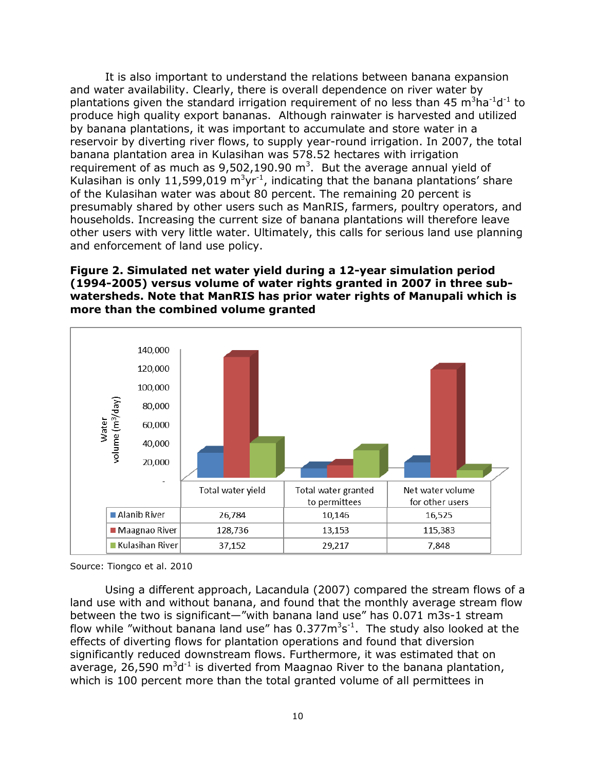It is also important to understand the relations between banana expansion and water availability. Clearly, there is overall dependence on river water by plantations given the standard irrigation requirement of no less than 45 $m^3ha^{-1}d^{-1}$ to produce high quality export bananas. Although rainwater is harvested and utilized by banana plantations, it was important to accumulate and store water in a reservoir by diverting river flows, to supply year-round irrigation. In 2007, the total banana plantation area in Kulasihan was 578.52 hectares with irrigation requirement of as much as 9,502,190.90 $m^3$. But the average annual yield of Kulasihan is only 11,599,019 $m^3yr^{-1}$, indicating that the banana plantations' share of the Kulasihan water was about 80 percent. The remaining 20 percent is presumably shared by other users such as ManRIS, farmers, poultry operators, and households. Increasing the current size of banana plantations will therefore leave other users with very little water. Ultimately, this calls for serious land use planning and enforcement of land use policy.

**Figure 2. Simulated net water yield during a 12-year simulation period (1994-2005) versus volume of water rights granted in 2007 in three sub-watersheds. Note that ManRIS has prior water rights of Manupali which is more than the combined volume granted**

Water volume ($m^3$/day)

| | Total water yield | Total water granted to permittees | Net water volume for other users |
|---|---|---|---|
| Alanib River | 26,784 | 10,146 | 16,525 |
| Maagnao River | 128,736 | 13,153 | 115,383 |
| Kulasihan River | 37,152 | 29,217 | 7,848 |

Source: Tiongco et al. 2010

Using a different approach, Lacandula (2007) compared the stream flows of a land use with and without banana, and found that the monthly average stream flow between the two is significant—"with banana land use" has 0.071 m3s-1 stream flow while "without banana land use" has 0.377$m^3s^{-1}$. The study also looked at the effects of diverting flows for plantation operations and found that diversion significantly reduced downstream flows. Furthermore, it was estimated that on average, 26,590 $m^3d^{-1}$ is diverted from Maagnao River to the banana plantation, which is 100 percent more than the total granted volume of all permittees in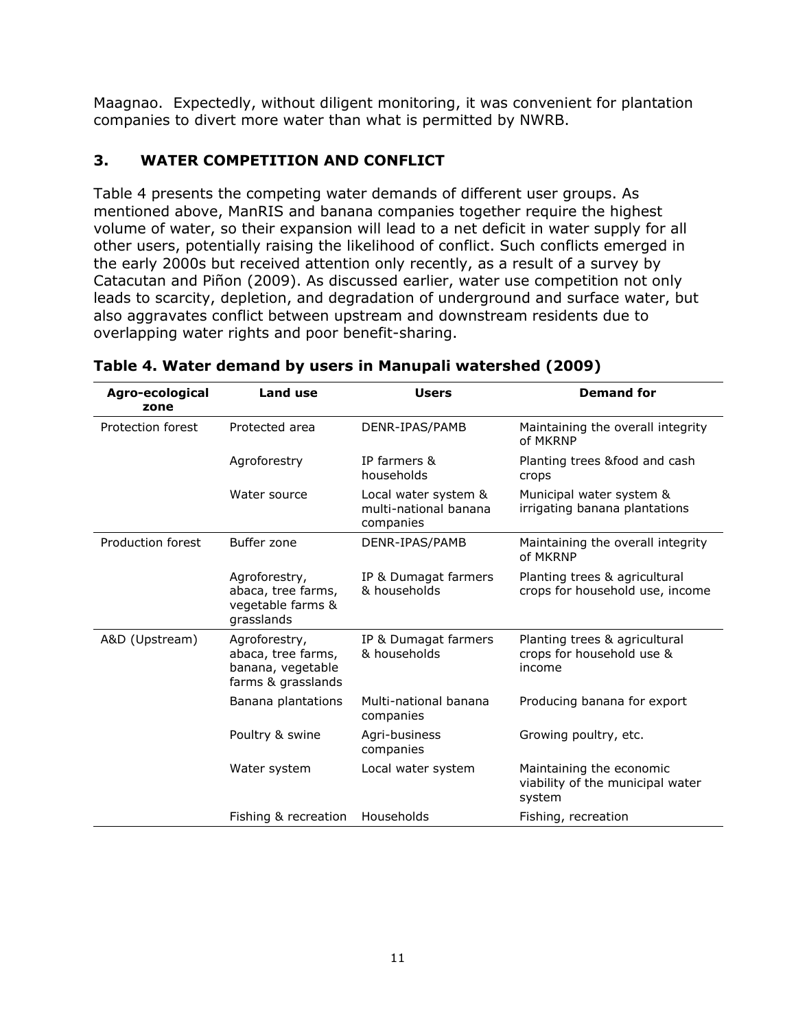Maagnao. Expectedly, without diligent monitoring, it was convenient for plantation companies to divert more water than what is permitted by NWRB.

## 3. WATER COMPETITION AND CONFLICT

Table 4 presents the competing water demands of different user groups. As mentioned above, ManRIS and banana companies together require the highest volume of water, so their expansion will lead to a net deficit in water supply for all other users, potentially raising the likelihood of conflict. Such conflicts emerged in the early 2000s but received attention only recently, as a result of a survey by Catacutan and Piñon (2009). As discussed earlier, water use competition not only leads to scarcity, depletion, and degradation of underground and surface water, but also aggravates conflict between upstream and downstream residents due to overlapping water rights and poor benefit-sharing.

**Table 4. Water demand by users in Manupali watershed (2009)**

| Agro-ecological zone | Land use | Users | Demand for |
|---|---|---|---|
| Protection forest | Protected area | DENR-IPAS/PAMB | Maintaining the overall integrity of MKRNP |
| | Agroforestry | IP farmers & households | Planting trees &food and cash crops |
| | Water source | Local water system & multi-national banana companies | Municipal water system & irrigating banana plantations |
| Production forest | Buffer zone | DENR-IPAS/PAMB | Maintaining the overall integrity of MKRNP |
| | Agroforestry, abaca, tree farms, vegetable farms & grasslands | IP & Dumagat farmers & households | Planting trees & agricultural crops for household use, income |
| A&D (Upstream) | Agroforestry, abaca, tree farms, banana, vegetable farms & grasslands | IP & Dumagat farmers & households | Planting trees & agricultural crops for household use & income |
| | Banana plantations | Multi-national banana companies | Producing banana for export |
| | Poultry & swine | Agri-business companies | Growing poultry, etc. |
| | Water system | Local water system | Maintaining the economic viability of the municipal water system |
| | Fishing & recreation | Households | Fishing, recreation |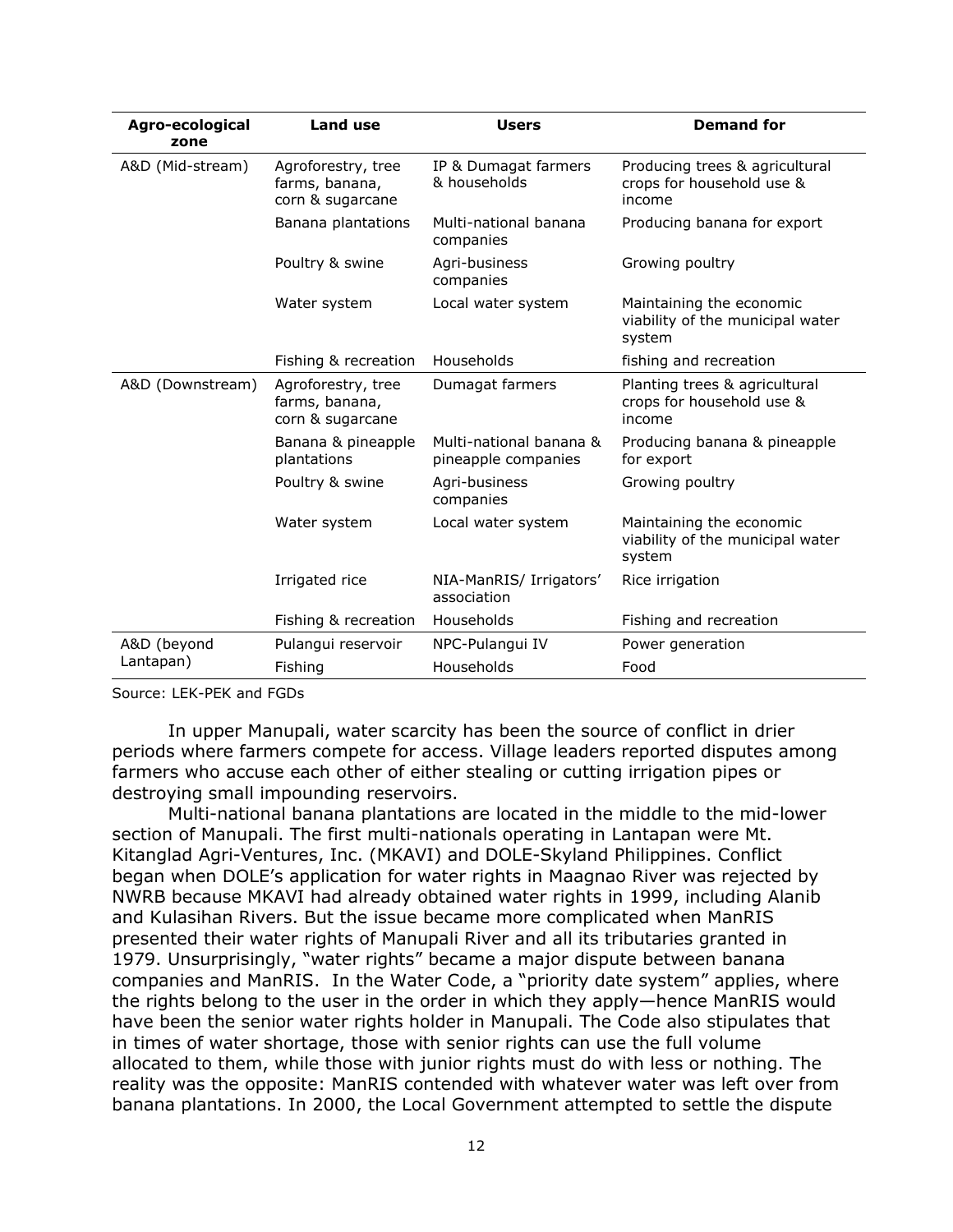| Agro-ecological zone | Land use | Users | Demand for |
|---|---|---|---|
| A&D (Mid-stream) | Agroforestry, tree farms, banana, corn & sugarcane | IP & Dumagat farmers & households | Producing trees & agricultural crops for household use & income |
| | Banana plantations | Multi-national banana companies | Producing banana for export |
| | Poultry & swine | Agri-business companies | Growing poultry |
| | Water system | Local water system | Maintaining the economic viability of the municipal water system |
| | Fishing & recreation | Households | fishing and recreation |
| A&D (Downstream) | Agroforestry, tree farms, banana, corn & sugarcane | Dumagat farmers | Planting trees & agricultural crops for household use & income |
| | Banana & pineapple plantations | Multi-national banana & pineapple companies | Producing banana & pineapple for export |
| | Poultry & swine | Agri-business companies | Growing poultry |
| | Water system | Local water system | Maintaining the economic viability of the municipal water system |
| | Irrigated rice | NIA-ManRIS/ Irrigators' association | Rice irrigation |
| | Fishing & recreation | Households | Fishing and recreation |
| A&D (beyond Lantapan) | Pulangui reservoir | NPC-Pulangui IV | Power generation |
| | Fishing | Households | Food |

Source: LEK-PEK and FGDs

In upper Manupali, water scarcity has been the source of conflict in drier periods where farmers compete for access. Village leaders reported disputes among farmers who accuse each other of either stealing or cutting irrigation pipes or destroying small impounding reservoirs.

Multi-national banana plantations are located in the middle to the mid-lower section of Manupali. The first multi-nationals operating in Lantapan were Mt. Kitanglad Agri-Ventures, Inc. (MKAVI) and DOLE-Skyland Philippines. Conflict began when DOLE's application for water rights in Maagnao River was rejected by NWRB because MKAVI had already obtained water rights in 1999, including Alanib and Kulasihan Rivers. But the issue became more complicated when ManRIS presented their water rights of Manupali River and all its tributaries granted in 1979. Unsurprisingly, "water rights" became a major dispute between banana companies and ManRIS. In the Water Code, a "priority date system" applies, where the rights belong to the user in the order in which they apply—hence ManRIS would have been the senior water rights holder in Manupali. The Code also stipulates that in times of water shortage, those with senior rights can use the full volume allocated to them, while those with junior rights must do with less or nothing. The reality was the opposite: ManRIS contended with whatever water was left over from banana plantations. In 2000, the Local Government attempted to settle the dispute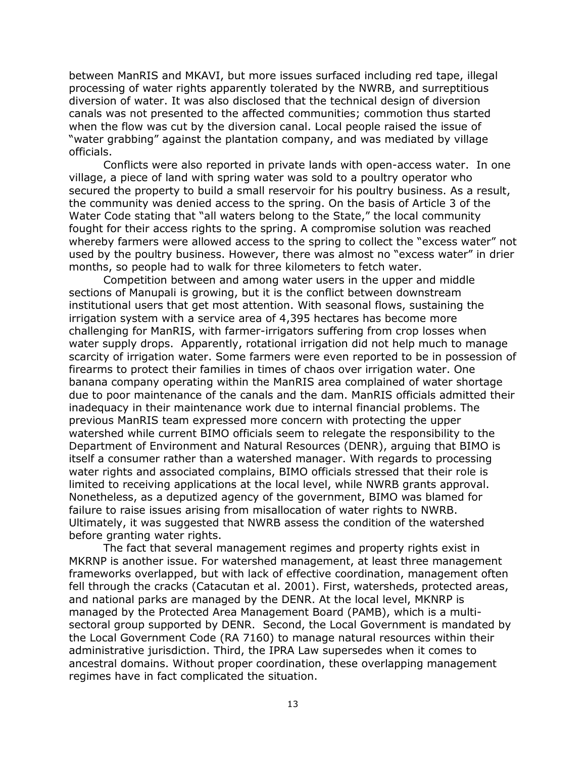between ManRIS and MKAVI, but more issues surfaced including red tape, illegal processing of water rights apparently tolerated by the NWRB, and surreptitious diversion of water. It was also disclosed that the technical design of diversion canals was not presented to the affected communities; commotion thus started when the flow was cut by the diversion canal. Local people raised the issue of "water grabbing" against the plantation company, and was mediated by village officials.

Conflicts were also reported in private lands with open-access water. In one village, a piece of land with spring water was sold to a poultry operator who secured the property to build a small reservoir for his poultry business. As a result, the community was denied access to the spring. On the basis of Article 3 of the Water Code stating that "all waters belong to the State," the local community fought for their access rights to the spring. A compromise solution was reached whereby farmers were allowed access to the spring to collect the "excess water" not used by the poultry business. However, there was almost no "excess water" in drier months, so people had to walk for three kilometers to fetch water.

Competition between and among water users in the upper and middle sections of Manupali is growing, but it is the conflict between downstream institutional users that get most attention. With seasonal flows, sustaining the irrigation system with a service area of 4,395 hectares has become more challenging for ManRIS, with farmer-irrigators suffering from crop losses when water supply drops. Apparently, rotational irrigation did not help much to manage scarcity of irrigation water. Some farmers were even reported to be in possession of firearms to protect their families in times of chaos over irrigation water. One banana company operating within the ManRIS area complained of water shortage due to poor maintenance of the canals and the dam. ManRIS officials admitted their inadequacy in their maintenance work due to internal financial problems. The previous ManRIS team expressed more concern with protecting the upper watershed while current BIMO officials seem to relegate the responsibility to the Department of Environment and Natural Resources (DENR), arguing that BIMO is itself a consumer rather than a watershed manager. With regards to processing water rights and associated complains, BIMO officials stressed that their role is limited to receiving applications at the local level, while NWRB grants approval. Nonetheless, as a deputized agency of the government, BIMO was blamed for failure to raise issues arising from misallocation of water rights to NWRB. Ultimately, it was suggested that NWRB assess the condition of the watershed before granting water rights.

The fact that several management regimes and property rights exist in MKRNP is another issue. For watershed management, at least three management frameworks overlapped, but with lack of effective coordination, management often fell through the cracks (Catacutan et al. 2001). First, watersheds, protected areas, and national parks are managed by the DENR. At the local level, MKNRP is managed by the Protected Area Management Board (PAMB), which is a multi-sectoral group supported by DENR. Second, the Local Government is mandated by the Local Government Code (RA 7160) to manage natural resources within their administrative jurisdiction. Third, the IPRA Law supersedes when it comes to ancestral domains. Without proper coordination, these overlapping management regimes have in fact complicated the situation.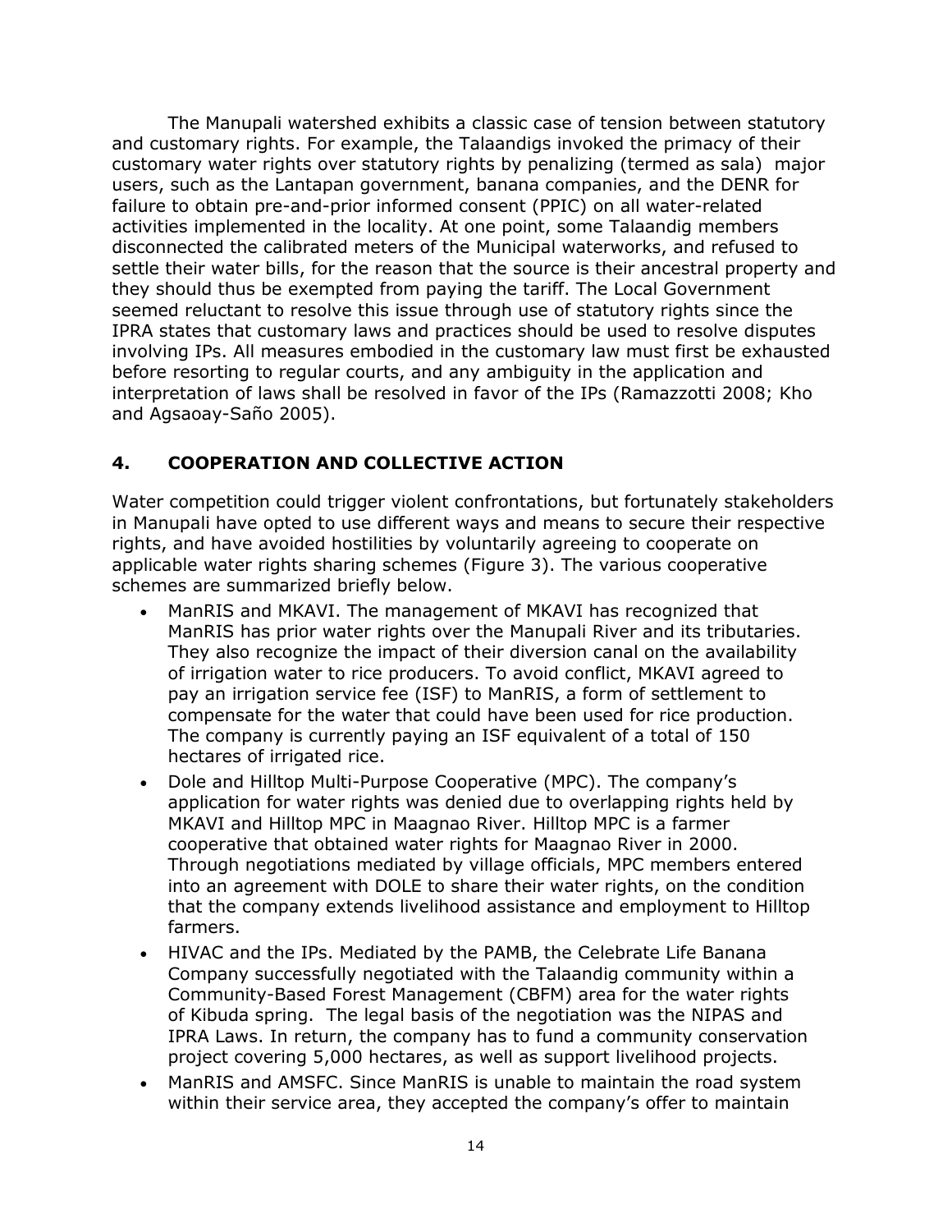The Manupali watershed exhibits a classic case of tension between statutory and customary rights. For example, the Talaandigs invoked the primacy of their customary water rights over statutory rights by penalizing (termed as sala) major users, such as the Lantapan government, banana companies, and the DENR for failure to obtain pre-and-prior informed consent (PPIC) on all water-related activities implemented in the locality. At one point, some Talaandig members disconnected the calibrated meters of the Municipal waterworks, and refused to settle their water bills, for the reason that the source is their ancestral property and they should thus be exempted from paying the tariff. The Local Government seemed reluctant to resolve this issue through use of statutory rights since the IPRA states that customary laws and practices should be used to resolve disputes involving IPs. All measures embodied in the customary law must first be exhausted before resorting to regular courts, and any ambiguity in the application and interpretation of laws shall be resolved in favor of the IPs (Ramazzotti 2008; Kho and Agsaoay-Saño 2005).

## 4. COOPERATION AND COLLECTIVE ACTION

Water competition could trigger violent confrontations, but fortunately stakeholders in Manupali have opted to use different ways and means to secure their respective rights, and have avoided hostilities by voluntarily agreeing to cooperate on applicable water rights sharing schemes (Figure 3). The various cooperative schemes are summarized briefly below.

- ManRIS and MKAVI. The management of MKAVI has recognized that ManRIS has prior water rights over the Manupali River and its tributaries. They also recognize the impact of their diversion canal on the availability of irrigation water to rice producers. To avoid conflict, MKAVI agreed to pay an irrigation service fee (ISF) to ManRIS, a form of settlement to compensate for the water that could have been used for rice production. The company is currently paying an ISF equivalent of a total of 150 hectares of irrigated rice.
- Dole and Hilltop Multi-Purpose Cooperative (MPC). The company's application for water rights was denied due to overlapping rights held by MKAVI and Hilltop MPC in Maagnao River. Hilltop MPC is a farmer cooperative that obtained water rights for Maagnao River in 2000. Through negotiations mediated by village officials, MPC members entered into an agreement with DOLE to share their water rights, on the condition that the company extends livelihood assistance and employment to Hilltop farmers.
- HIVAC and the IPs. Mediated by the PAMB, the Celebrate Life Banana Company successfully negotiated with the Talaandig community within a Community-Based Forest Management (CBFM) area for the water rights of Kibuda spring. The legal basis of the negotiation was the NIPAS and IPRA Laws. In return, the company has to fund a community conservation project covering 5,000 hectares, as well as support livelihood projects.
- ManRIS and AMSFC. Since ManRIS is unable to maintain the road system within their service area, they accepted the company's offer to maintain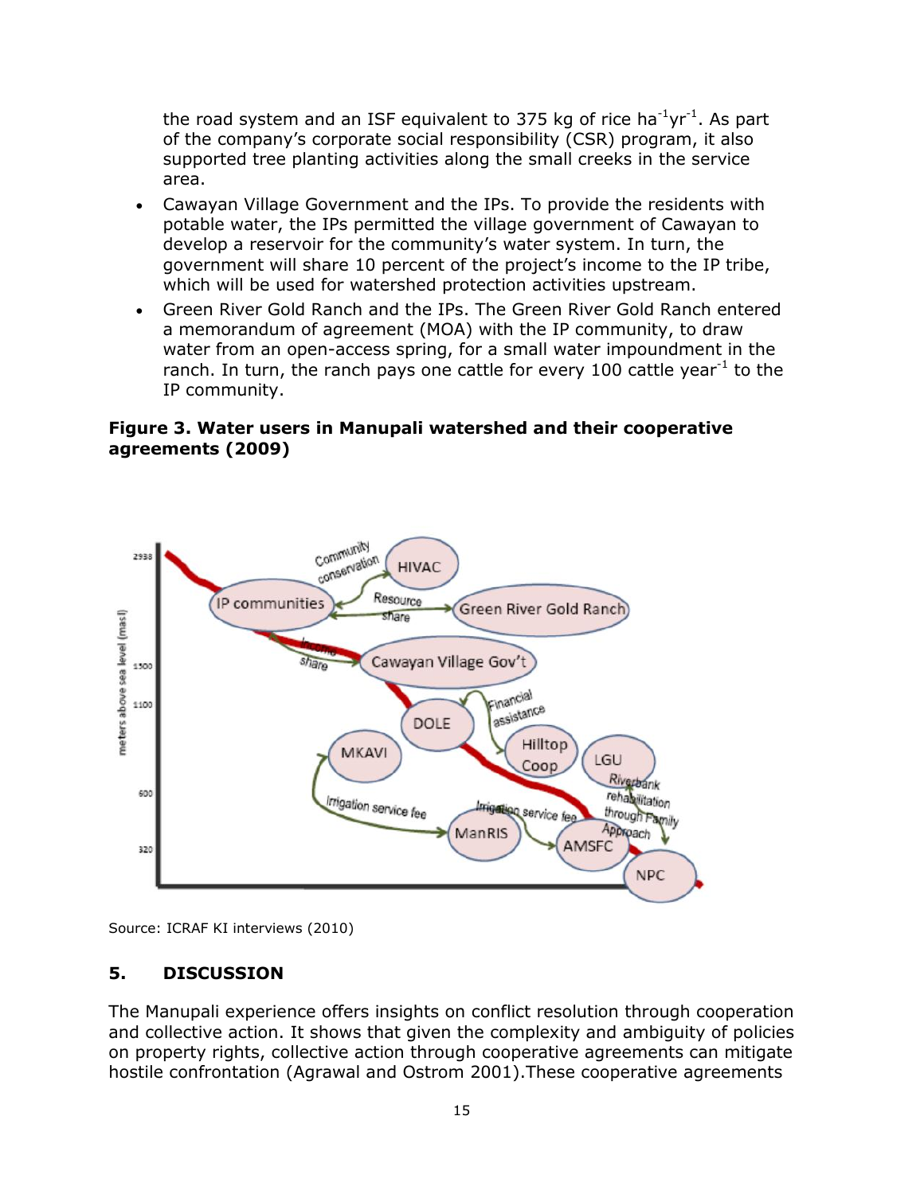the road system and an ISF equivalent to 375 kg of rice $ha^{-1}yr^{-1}$. As part of the company's corporate social responsibility (CSR) program, it also supported tree planting activities along the small creeks in the service area.

- Cawayan Village Government and the IPs. To provide the residents with potable water, the IPs permitted the village government of Cawayan to develop a reservoir for the community's water system. In turn, the government will share 10 percent of the project's income to the IP tribe, which will be used for watershed protection activities upstream.
- Green River Gold Ranch and the IPs. The Green River Gold Ranch entered a memorandum of agreement (MOA) with the IP community, to draw water from an open-access spring, for a small water impoundment in the ranch. In turn, the ranch pays one cattle for every 100 cattle $year^{-1}$ to the IP community.

**Figure 3. Water users in Manupali watershed and their cooperative agreements (2009)**

Source: ICRAF KI interviews (2010)

## 5. DISCUSSION

The Manupali experience offers insights on conflict resolution through cooperation and collective action. It shows that given the complexity and ambiguity of policies on property rights, collective action through cooperative agreements can mitigate hostile confrontation (Agrawal and Ostrom 2001).These cooperative agreements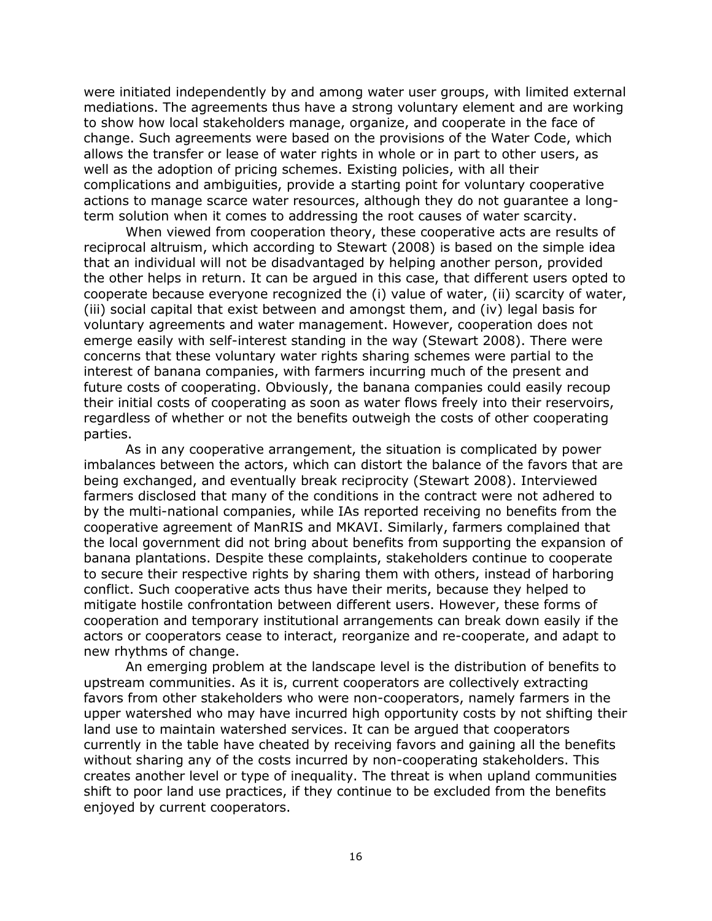were initiated independently by and among water user groups, with limited external mediations. The agreements thus have a strong voluntary element and are working to show how local stakeholders manage, organize, and cooperate in the face of change. Such agreements were based on the provisions of the Water Code, which allows the transfer or lease of water rights in whole or in part to other users, as well as the adoption of pricing schemes. Existing policies, with all their complications and ambiguities, provide a starting point for voluntary cooperative actions to manage scarce water resources, although they do not guarantee a long-term solution when it comes to addressing the root causes of water scarcity.

When viewed from cooperation theory, these cooperative acts are results of reciprocal altruism, which according to Stewart (2008) is based on the simple idea that an individual will not be disadvantaged by helping another person, provided the other helps in return. It can be argued in this case, that different users opted to cooperate because everyone recognized the (i) value of water, (ii) scarcity of water, (iii) social capital that exist between and amongst them, and (iv) legal basis for voluntary agreements and water management. However, cooperation does not emerge easily with self-interest standing in the way (Stewart 2008). There were concerns that these voluntary water rights sharing schemes were partial to the interest of banana companies, with farmers incurring much of the present and future costs of cooperating. Obviously, the banana companies could easily recoup their initial costs of cooperating as soon as water flows freely into their reservoirs, regardless of whether or not the benefits outweigh the costs of other cooperating parties.

As in any cooperative arrangement, the situation is complicated by power imbalances between the actors, which can distort the balance of the favors that are being exchanged, and eventually break reciprocity (Stewart 2008). Interviewed farmers disclosed that many of the conditions in the contract were not adhered to by the multi-national companies, while IAs reported receiving no benefits from the cooperative agreement of ManRIS and MKAVI. Similarly, farmers complained that the local government did not bring about benefits from supporting the expansion of banana plantations. Despite these complaints, stakeholders continue to cooperate to secure their respective rights by sharing them with others, instead of harboring conflict. Such cooperative acts thus have their merits, because they helped to mitigate hostile confrontation between different users. However, these forms of cooperation and temporary institutional arrangements can break down easily if the actors or cooperators cease to interact, reorganize and re-cooperate, and adapt to new rhythms of change.

An emerging problem at the landscape level is the distribution of benefits to upstream communities. As it is, current cooperators are collectively extracting favors from other stakeholders who were non-cooperators, namely farmers in the upper watershed who may have incurred high opportunity costs by not shifting their land use to maintain watershed services. It can be argued that cooperators currently in the table have cheated by receiving favors and gaining all the benefits without sharing any of the costs incurred by non-cooperating stakeholders. This creates another level or type of inequality. The threat is when upland communities shift to poor land use practices, if they continue to be excluded from the benefits enjoyed by current cooperators.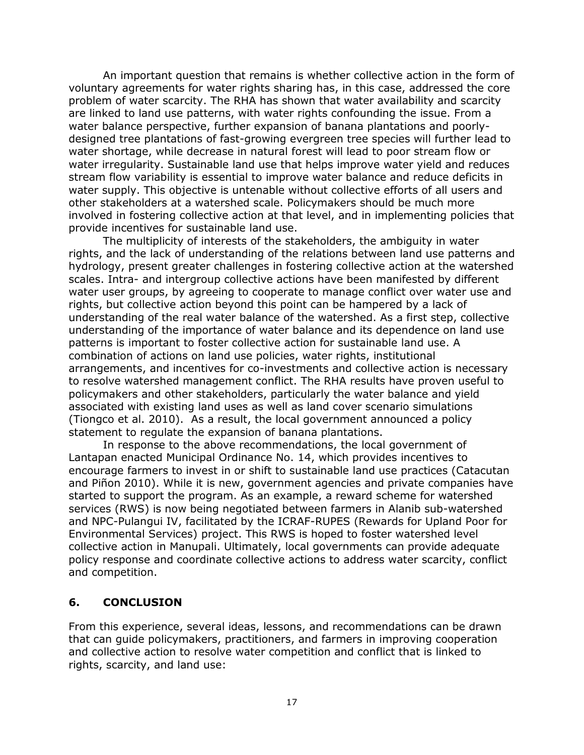An important question that remains is whether collective action in the form of voluntary agreements for water rights sharing has, in this case, addressed the core problem of water scarcity. The RHA has shown that water availability and scarcity are linked to land use patterns, with water rights confounding the issue. From a water balance perspective, further expansion of banana plantations and poorly-designed tree plantations of fast-growing evergreen tree species will further lead to water shortage, while decrease in natural forest will lead to poor stream flow or water irregularity. Sustainable land use that helps improve water yield and reduces stream flow variability is essential to improve water balance and reduce deficits in water supply. This objective is untenable without collective efforts of all users and other stakeholders at a watershed scale. Policymakers should be much more involved in fostering collective action at that level, and in implementing policies that provide incentives for sustainable land use.

The multiplicity of interests of the stakeholders, the ambiguity in water rights, and the lack of understanding of the relations between land use patterns and hydrology, present greater challenges in fostering collective action at the watershed scales. Intra- and intergroup collective actions have been manifested by different water user groups, by agreeing to cooperate to manage conflict over water use and rights, but collective action beyond this point can be hampered by a lack of understanding of the real water balance of the watershed. As a first step, collective understanding of the importance of water balance and its dependence on land use patterns is important to foster collective action for sustainable land use. A combination of actions on land use policies, water rights, institutional arrangements, and incentives for co-investments and collective action is necessary to resolve watershed management conflict. The RHA results have proven useful to policymakers and other stakeholders, particularly the water balance and yield associated with existing land uses as well as land cover scenario simulations (Tiongco et al. 2010). As a result, the local government announced a policy statement to regulate the expansion of banana plantations.

In response to the above recommendations, the local government of Lantapan enacted Municipal Ordinance No. 14, which provides incentives to encourage farmers to invest in or shift to sustainable land use practices (Catacutan and Piñon 2010). While it is new, government agencies and private companies have started to support the program. As an example, a reward scheme for watershed services (RWS) is now being negotiated between farmers in Alanib sub-watershed and NPC-Pulangui IV, facilitated by the ICRAF-RUPES (Rewards for Upland Poor for Environmental Services) project. This RWS is hoped to foster watershed level collective action in Manupali. Ultimately, local governments can provide adequate policy response and coordinate collective actions to address water scarcity, conflict and competition.

## 6. CONCLUSION

From this experience, several ideas, lessons, and recommendations can be drawn that can guide policymakers, practitioners, and farmers in improving cooperation and collective action to resolve water competition and conflict that is linked to rights, scarcity, and land use: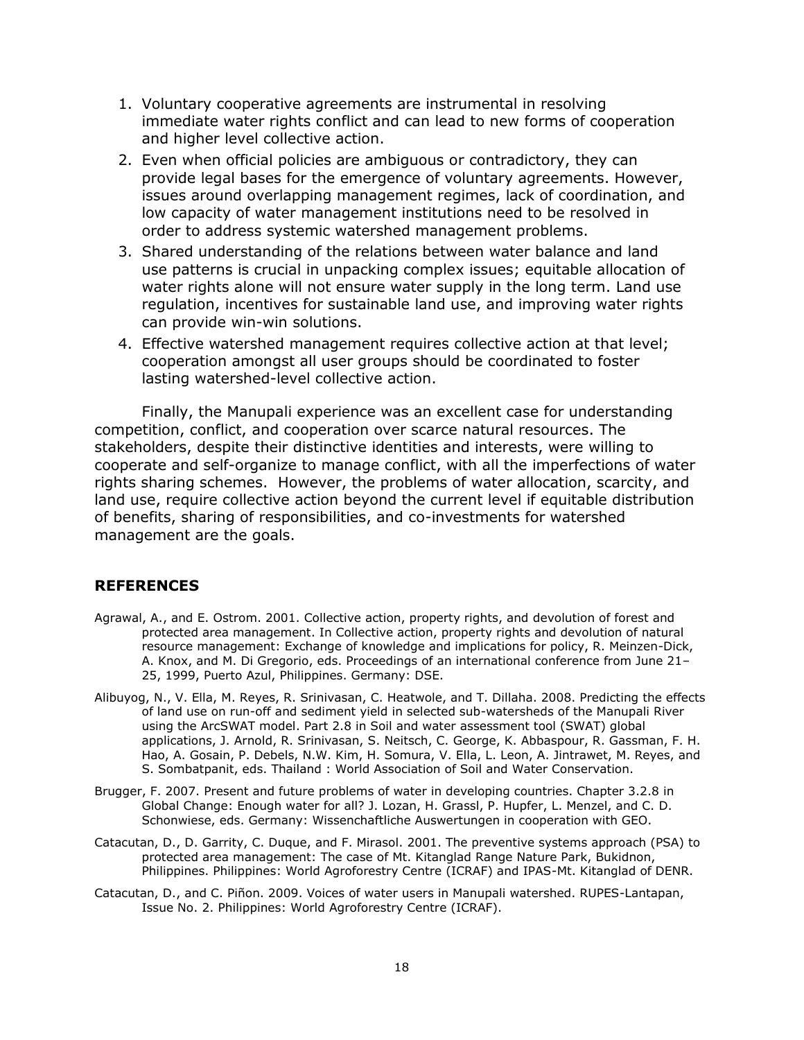1. Voluntary cooperative agreements are instrumental in resolving immediate water rights conflict and can lead to new forms of cooperation and higher level collective action.
2. Even when official policies are ambiguous or contradictory, they can provide legal bases for the emergence of voluntary agreements. However, issues around overlapping management regimes, lack of coordination, and low capacity of water management institutions need to be resolved in order to address systemic watershed management problems.
3. Shared understanding of the relations between water balance and land use patterns is crucial in unpacking complex issues; equitable allocation of water rights alone will not ensure water supply in the long term. Land use regulation, incentives for sustainable land use, and improving water rights can provide win-win solutions.
4. Effective watershed management requires collective action at that level; cooperation amongst all user groups should be coordinated to foster lasting watershed-level collective action.

Finally, the Manupali experience was an excellent case for understanding competition, conflict, and cooperation over scarce natural resources. The stakeholders, despite their distinctive identities and interests, were willing to cooperate and self-organize to manage conflict, with all the imperfections of water rights sharing schemes. However, the problems of water allocation, scarcity, and land use, require collective action beyond the current level if equitable distribution of benefits, sharing of responsibilities, and co-investments for watershed management are the goals.

## REFERENCES

Agrawal, A., and E. Ostrom. 2001. Collective action, property rights, and devolution of forest and protected area management. In Collective action, property rights and devolution of natural resource management: Exchange of knowledge and implications for policy, R. Meinzen-Dick, A. Knox, and M. Di Gregorio, eds. Proceedings of an international conference from June 21–25, 1999, Puerto Azul, Philippines. Germany: DSE.

Alibuyog, N., V. Ella, M. Reyes, R. Srinivasan, C. Heatwole, and T. Dillaha. 2008. Predicting the effects of land use on run-off and sediment yield in selected sub-watersheds of the Manupali River using the ArcSWAT model. Part 2.8 in Soil and water assessment tool (SWAT) global applications, J. Arnold, R. Srinivasan, S. Neitsch, C. George, K. Abbaspour, R. Gassman, F. H. Hao, A. Gosain, P. Debels, N.W. Kim, H. Somura, V. Ella, L. Leon, A. Jintrawet, M. Reyes, and S. Sombatpanit, eds. Thailand : World Association of Soil and Water Conservation.

Brugger, F. 2007. Present and future problems of water in developing countries. Chapter 3.2.8 in Global Change: Enough water for all? J. Lozan, H. Grassl, P. Hupfer, L. Menzel, and C. D. Schonwiese, eds. Germany: Wissenchaftliche Auswertungen in cooperation with GEO.

Catacutan, D., D. Garrity, C. Duque, and F. Mirasol. 2001. The preventive systems approach (PSA) to protected area management: The case of Mt. Kitanglad Range Nature Park, Bukidnon, Philippines. Philippines: World Agroforestry Centre (ICRAF) and IPAS-Mt. Kitanglad of DENR.

Catacutan, D., and C. Piñon. 2009. Voices of water users in Manupali watershed. RUPES-Lantapan, Issue No. 2. Philippines: World Agroforestry Centre (ICRAF).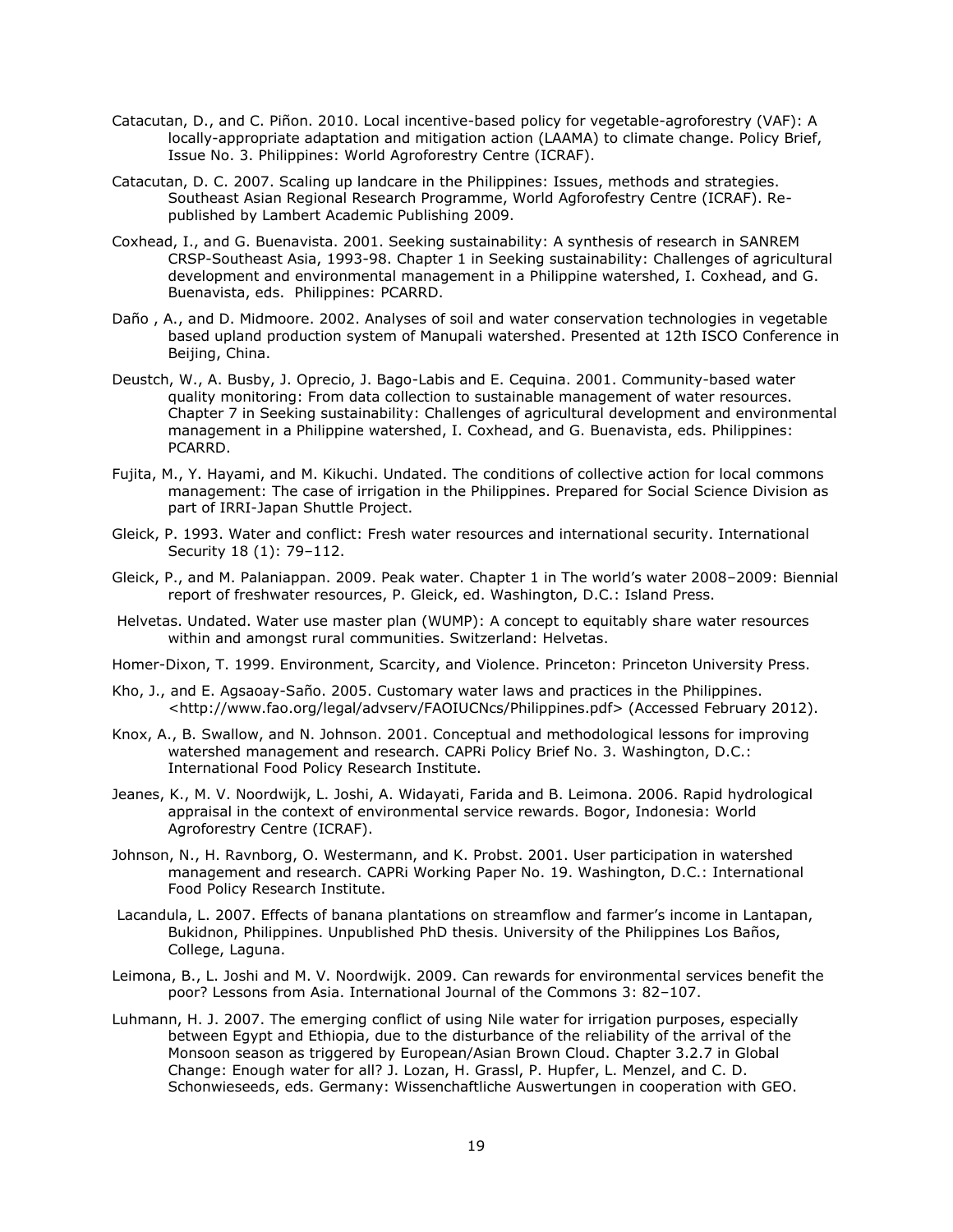Catacutan, D., and C. Piñon. 2010. Local incentive-based policy for vegetable-agroforestry (VAF): A locally-appropriate adaptation and mitigation action (LAAMA) to climate change. Policy Brief, Issue No. 3. Philippines: World Agroforestry Centre (ICRAF).

Catacutan, D. C. 2007. Scaling up landcare in the Philippines: Issues, methods and strategies. Southeast Asian Regional Research Programme, World Agforofestry Centre (ICRAF). Re-published by Lambert Academic Publishing 2009.

Coxhead, I., and G. Buenavista. 2001. Seeking sustainability: A synthesis of research in SANREM CRSP-Southeast Asia, 1993-98. Chapter 1 in Seeking sustainability: Challenges of agricultural development and environmental management in a Philippine watershed, I. Coxhead, and G. Buenavista, eds. Philippines: PCARRD.

Daño , A., and D. Midmoore. 2002. Analyses of soil and water conservation technologies in vegetable based upland production system of Manupali watershed. Presented at 12th ISCO Conference in Beijing, China.

Deustch, W., A. Busby, J. Oprecio, J. Bago-Labis and E. Cequina. 2001. Community-based water quality monitoring: From data collection to sustainable management of water resources. Chapter 7 in Seeking sustainability: Challenges of agricultural development and environmental management in a Philippine watershed, I. Coxhead, and G. Buenavista, eds. Philippines: PCARRD.

Fujita, M., Y. Hayami, and M. Kikuchi. Undated. The conditions of collective action for local commons management: The case of irrigation in the Philippines. Prepared for Social Science Division as part of IRRI-Japan Shuttle Project.

Gleick, P. 1993. Water and conflict: Fresh water resources and international security. International Security 18 (1): 79–112.

Gleick, P., and M. Palaniappan. 2009. Peak water. Chapter 1 in The world's water 2008–2009: Biennial report of freshwater resources, P. Gleick, ed. Washington, D.C.: Island Press.

Helvetas. Undated. Water use master plan (WUMP): A concept to equitably share water resources within and amongst rural communities. Switzerland: Helvetas.

Homer-Dixon, T. 1999. Environment, Scarcity, and Violence. Princeton: Princeton University Press.

Kho, J., and E. Agsaoay-Saño. 2005. Customary water laws and practices in the Philippines. <http://www.fao.org/legal/advserv/FAOIUCNcs/Philippines.pdf> (Accessed February 2012).

Knox, A., B. Swallow, and N. Johnson. 2001. Conceptual and methodological lessons for improving watershed management and research. CAPRi Policy Brief No. 3. Washington, D.C.: International Food Policy Research Institute.

Jeanes, K., M. V. Noordwijk, L. Joshi, A. Widayati, Farida and B. Leimona. 2006. Rapid hydrological appraisal in the context of environmental service rewards. Bogor, Indonesia: World Agroforestry Centre (ICRAF).

Johnson, N., H. Ravnborg, O. Westermann, and K. Probst. 2001. User participation in watershed management and research. CAPRi Working Paper No. 19. Washington, D.C.: International Food Policy Research Institute.

Lacandula, L. 2007. Effects of banana plantations on streamflow and farmer's income in Lantapan, Bukidnon, Philippines. Unpublished PhD thesis. University of the Philippines Los Baños, College, Laguna.

Leimona, B., L. Joshi and M. V. Noordwijk. 2009. Can rewards for environmental services benefit the poor? Lessons from Asia. International Journal of the Commons 3: 82–107.

Luhmann, H. J. 2007. The emerging conflict of using Nile water for irrigation purposes, especially between Egypt and Ethiopia, due to the disturbance of the reliability of the arrival of the Monsoon season as triggered by European/Asian Brown Cloud. Chapter 3.2.7 in Global Change: Enough water for all? J. Lozan, H. Grassl, P. Hupfer, L. Menzel, and C. D. Schonwieseeds, eds. Germany: Wissenchaftliche Auswertungen in cooperation with GEO.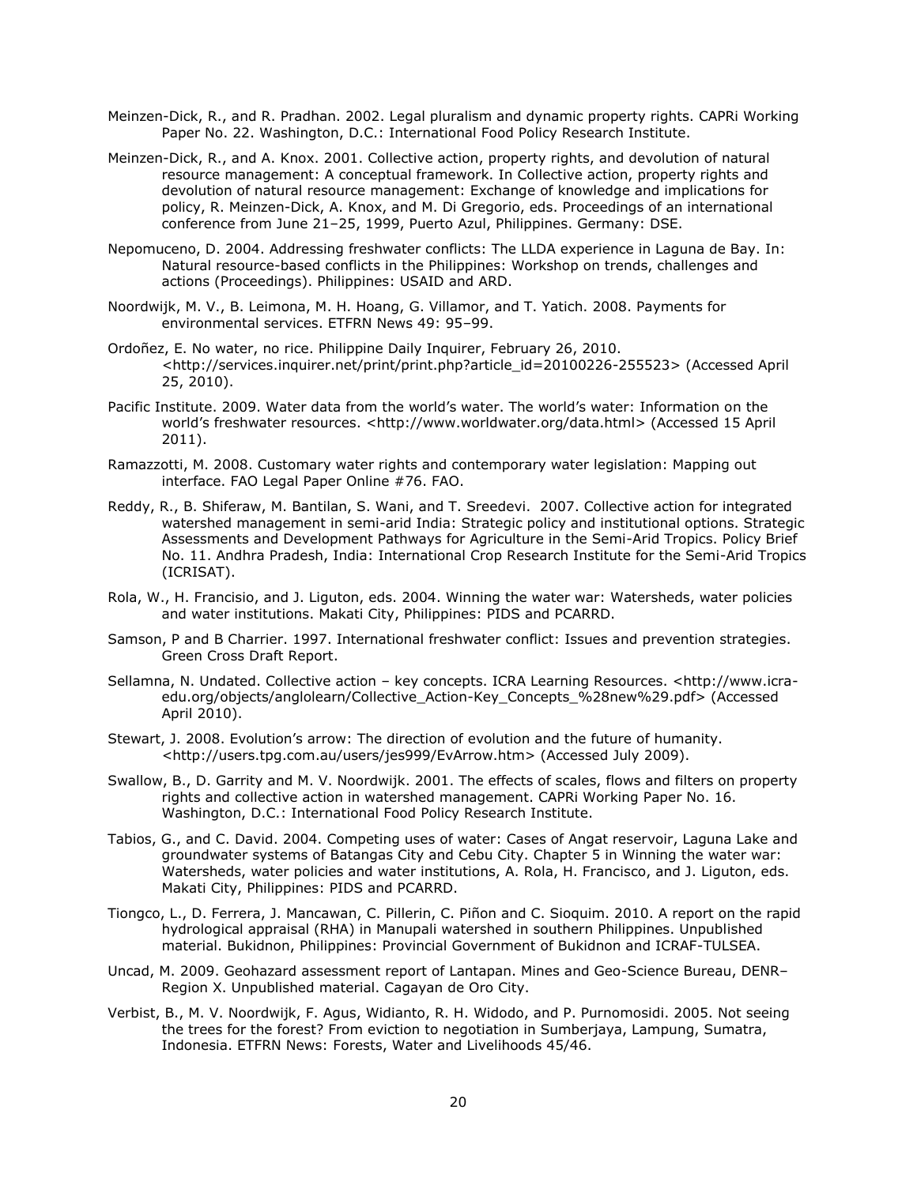Meinzen-Dick, R., and R. Pradhan. 2002. Legal pluralism and dynamic property rights. CAPRi Working Paper No. 22. Washington, D.C.: International Food Policy Research Institute.

Meinzen-Dick, R., and A. Knox. 2001. Collective action, property rights, and devolution of natural resource management: A conceptual framework. In Collective action, property rights and devolution of natural resource management: Exchange of knowledge and implications for policy, R. Meinzen-Dick, A. Knox, and M. Di Gregorio, eds. Proceedings of an international conference from June 21–25, 1999, Puerto Azul, Philippines. Germany: DSE.

Nepomuceno, D. 2004. Addressing freshwater conflicts: The LLDA experience in Laguna de Bay. In: Natural resource-based conflicts in the Philippines: Workshop on trends, challenges and actions (Proceedings). Philippines: USAID and ARD.

Noordwijk, M. V., B. Leimona, M. H. Hoang, G. Villamor, and T. Yatich. 2008. Payments for environmental services. ETFRN News 49: 95–99.

Ordoñez, E. No water, no rice. Philippine Daily Inquirer, February 26, 2010. <http://services.inquirer.net/print/print.php?article_id=20100226-255523> (Accessed April 25, 2010).

Pacific Institute. 2009. Water data from the world's water. The world's water: Information on the world's freshwater resources. <http://www.worldwater.org/data.html> (Accessed 15 April 2011).

Ramazzotti, M. 2008. Customary water rights and contemporary water legislation: Mapping out interface. FAO Legal Paper Online #76. FAO.

Reddy, R., B. Shiferaw, M. Bantilan, S. Wani, and T. Sreedevi. 2007. Collective action for integrated watershed management in semi-arid India: Strategic policy and institutional options. Strategic Assessments and Development Pathways for Agriculture in the Semi-Arid Tropics. Policy Brief No. 11. Andhra Pradesh, India: International Crop Research Institute for the Semi-Arid Tropics (ICRISAT).

Rola, W., H. Francisio, and J. Liguton, eds. 2004. Winning the water war: Watersheds, water policies and water institutions. Makati City, Philippines: PIDS and PCARRD.

Samson, P and B Charrier. 1997. International freshwater conflict: Issues and prevention strategies. Green Cross Draft Report.

Sellamna, N. Undated. Collective action – key concepts. ICRA Learning Resources. <http://www.icra-edu.org/objects/anglolearn/Collective_Action-Key_Concepts_%28new%29.pdf> (Accessed April 2010).

Stewart, J. 2008. Evolution's arrow: The direction of evolution and the future of humanity. <http://users.tpg.com.au/users/jes999/EvArrow.htm> (Accessed July 2009).

Swallow, B., D. Garrity and M. V. Noordwijk. 2001. The effects of scales, flows and filters on property rights and collective action in watershed management. CAPRi Working Paper No. 16. Washington, D.C.: International Food Policy Research Institute.

Tabios, G., and C. David. 2004. Competing uses of water: Cases of Angat reservoir, Laguna Lake and groundwater systems of Batangas City and Cebu City. Chapter 5 in Winning the water war: Watersheds, water policies and water institutions, A. Rola, H. Francisco, and J. Liguton, eds. Makati City, Philippines: PIDS and PCARRD.

Tiongco, L., D. Ferrera, J. Mancawan, C. Pillerin, C. Piñon and C. Sioquim. 2010. A report on the rapid hydrological appraisal (RHA) in Manupali watershed in southern Philippines. Unpublished material. Bukidnon, Philippines: Provincial Government of Bukidnon and ICRAF-TULSEA.

Uncad, M. 2009. Geohazard assessment report of Lantapan. Mines and Geo-Science Bureau, DENR–Region X. Unpublished material. Cagayan de Oro City.

Verbist, B., M. V. Noordwijk, F. Agus, Widianto, R. H. Widodo, and P. Purnomosidi. 2005. Not seeing the trees for the forest? From eviction to negotiation in Sumberjaya, Lampung, Sumatra, Indonesia. ETFRN News: Forests, Water and Livelihoods 45/46.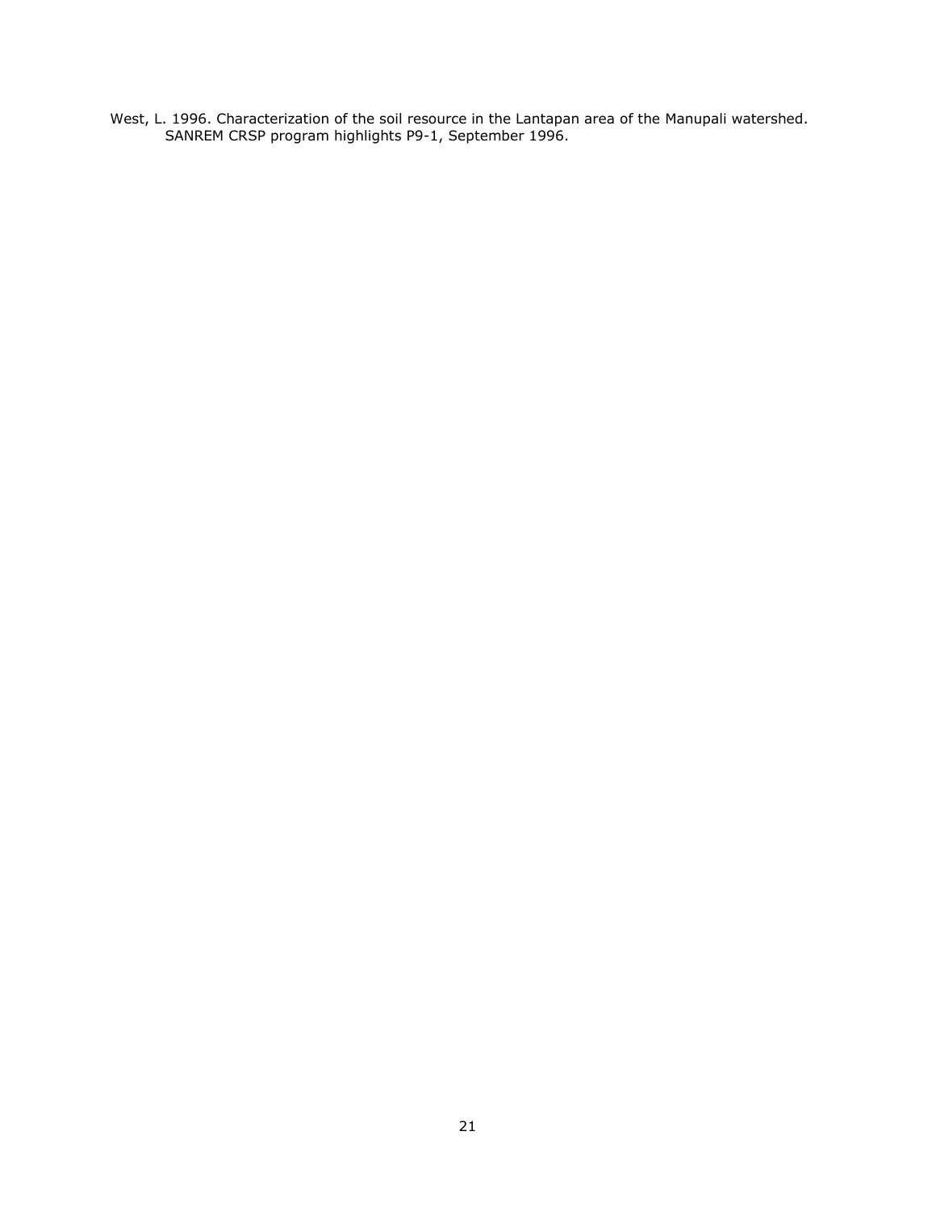West, L. 1996. Characterization of the soil resource in the Lantapan area of the Manupali watershed. SANREM CRSP program highlights P9-1, September 1996.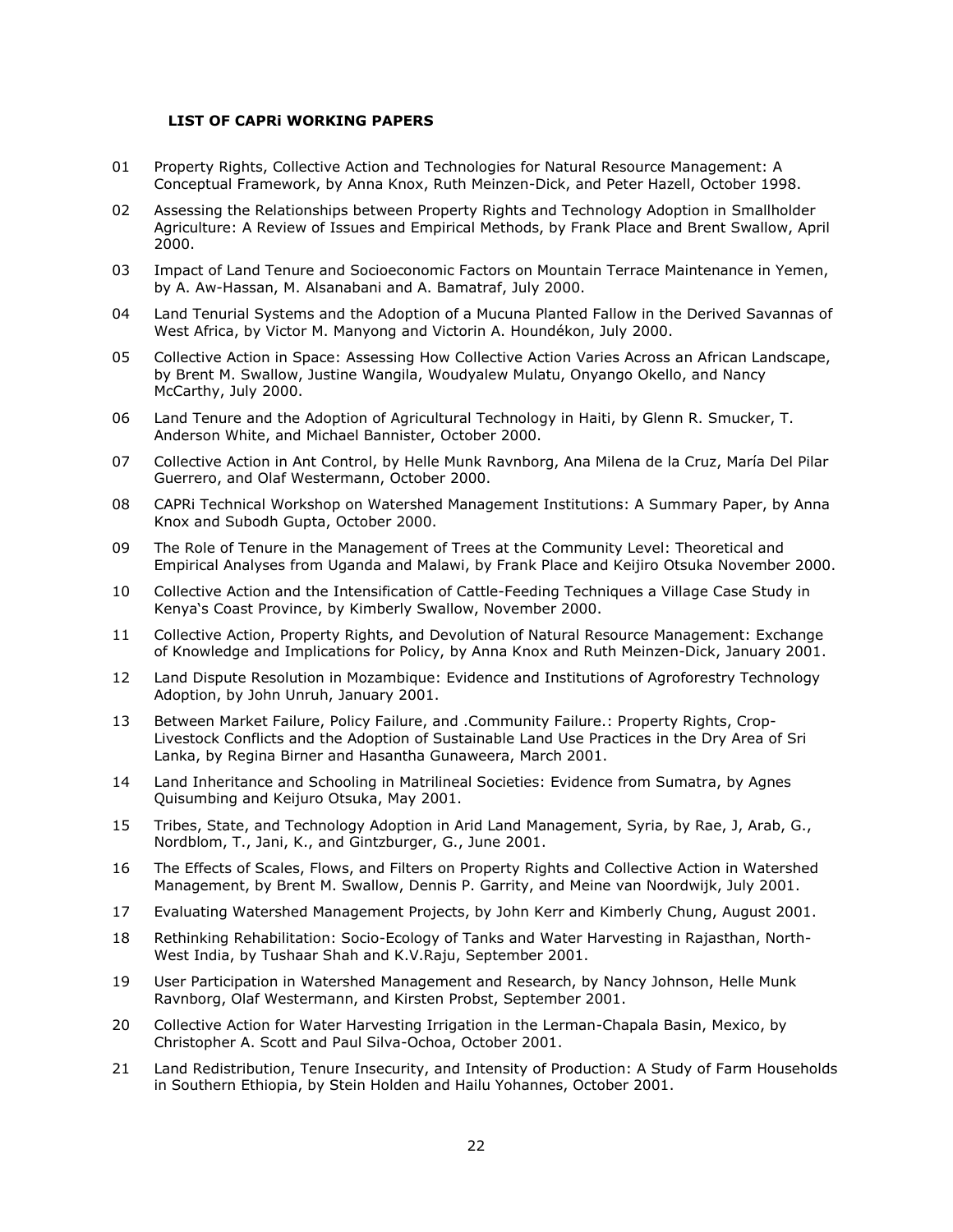## LIST OF CAPRi WORKING PAPERS

01 Property Rights, Collective Action and Technologies for Natural Resource Management: A Conceptual Framework, by Anna Knox, Ruth Meinzen-Dick, and Peter Hazell, October 1998.

02 Assessing the Relationships between Property Rights and Technology Adoption in Smallholder Agriculture: A Review of Issues and Empirical Methods, by Frank Place and Brent Swallow, April 2000.

03 Impact of Land Tenure and Socioeconomic Factors on Mountain Terrace Maintenance in Yemen, by A. Aw-Hassan, M. Alsanabani and A. Bamatraf, July 2000.

04 Land Tenurial Systems and the Adoption of a Mucuna Planted Fallow in the Derived Savannas of West Africa, by Victor M. Manyong and Victorin A. Houndékon, July 2000.

05 Collective Action in Space: Assessing How Collective Action Varies Across an African Landscape, by Brent M. Swallow, Justine Wangila, Woudyalew Mulatu, Onyango Okello, and Nancy McCarthy, July 2000.

06 Land Tenure and the Adoption of Agricultural Technology in Haiti, by Glenn R. Smucker, T. Anderson White, and Michael Bannister, October 2000.

07 Collective Action in Ant Control, by Helle Munk Ravnborg, Ana Milena de la Cruz, María Del Pilar Guerrero, and Olaf Westermann, October 2000.

08 CAPRi Technical Workshop on Watershed Management Institutions: A Summary Paper, by Anna Knox and Subodh Gupta, October 2000.

09 The Role of Tenure in the Management of Trees at the Community Level: Theoretical and Empirical Analyses from Uganda and Malawi, by Frank Place and Keijiro Otsuka November 2000.

10 Collective Action and the Intensification of Cattle-Feeding Techniques a Village Case Study in Kenya's Coast Province, by Kimberly Swallow, November 2000.

11 Collective Action, Property Rights, and Devolution of Natural Resource Management: Exchange of Knowledge and Implications for Policy, by Anna Knox and Ruth Meinzen-Dick, January 2001.

12 Land Dispute Resolution in Mozambique: Evidence and Institutions of Agroforestry Technology Adoption, by John Unruh, January 2001.

13 Between Market Failure, Policy Failure, and .Community Failure.: Property Rights, Crop-Livestock Conflicts and the Adoption of Sustainable Land Use Practices in the Dry Area of Sri Lanka, by Regina Birner and Hasantha Gunaweera, March 2001.

14 Land Inheritance and Schooling in Matrilineal Societies: Evidence from Sumatra, by Agnes Quisumbing and Keijuro Otsuka, May 2001.

15 Tribes, State, and Technology Adoption in Arid Land Management, Syria, by Rae, J, Arab, G., Nordblom, T., Jani, K., and Gintzburger, G., June 2001.

16 The Effects of Scales, Flows, and Filters on Property Rights and Collective Action in Watershed Management, by Brent M. Swallow, Dennis P. Garrity, and Meine van Noordwijk, July 2001.

17 Evaluating Watershed Management Projects, by John Kerr and Kimberly Chung, August 2001.

18 Rethinking Rehabilitation: Socio-Ecology of Tanks and Water Harvesting in Rajasthan, North-West India, by Tushaar Shah and K.V.Raju, September 2001.

19 User Participation in Watershed Management and Research, by Nancy Johnson, Helle Munk Ravnborg, Olaf Westermann, and Kirsten Probst, September 2001.

20 Collective Action for Water Harvesting Irrigation in the Lerman-Chapala Basin, Mexico, by Christopher A. Scott and Paul Silva-Ochoa, October 2001.

21 Land Redistribution, Tenure Insecurity, and Intensity of Production: A Study of Farm Households in Southern Ethiopia, by Stein Holden and Hailu Yohannes, October 2001.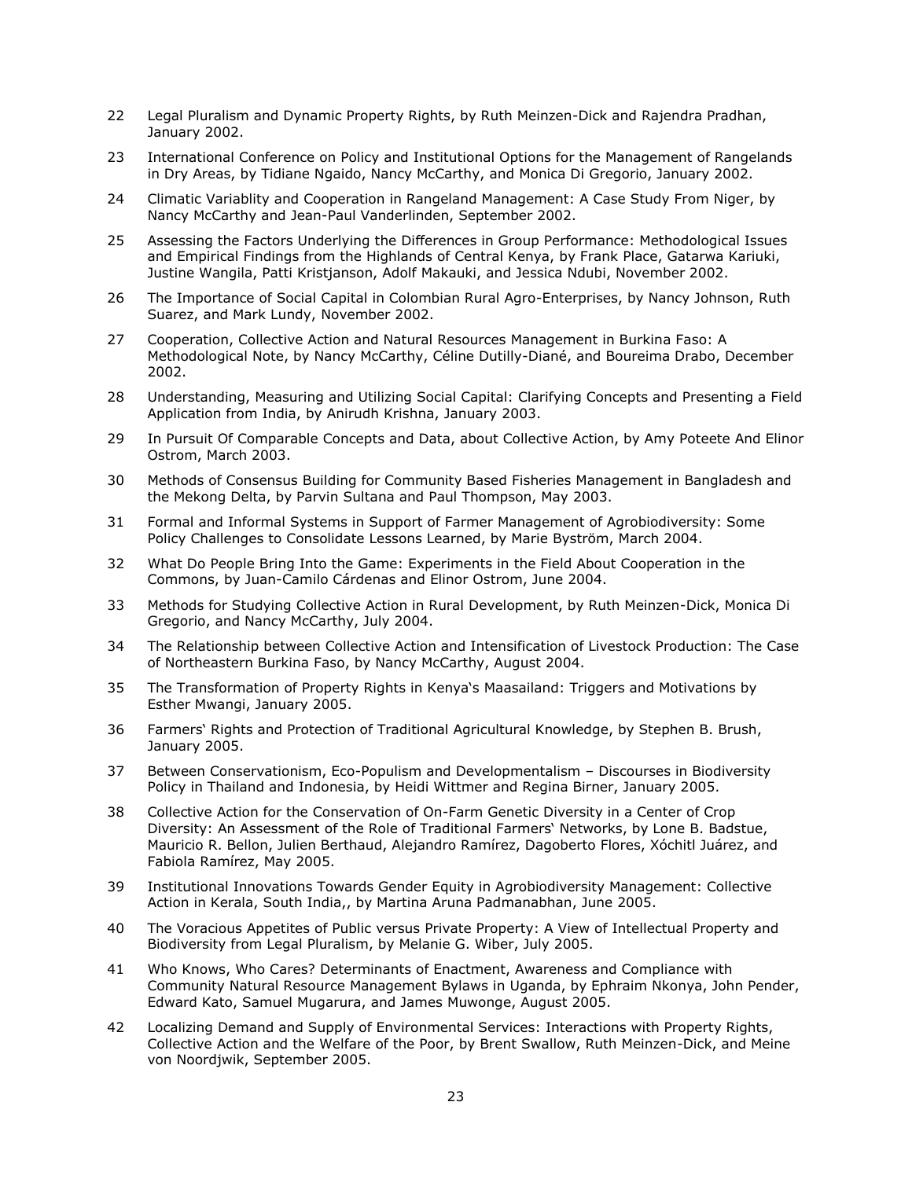22 Legal Pluralism and Dynamic Property Rights, by Ruth Meinzen-Dick and Rajendra Pradhan, January 2002.

23 International Conference on Policy and Institutional Options for the Management of Rangelands in Dry Areas, by Tidiane Ngaido, Nancy McCarthy, and Monica Di Gregorio, January 2002.

24 Climatic Variablity and Cooperation in Rangeland Management: A Case Study From Niger, by Nancy McCarthy and Jean-Paul Vanderlinden, September 2002.

25 Assessing the Factors Underlying the Differences in Group Performance: Methodological Issues and Empirical Findings from the Highlands of Central Kenya, by Frank Place, Gatarwa Kariuki, Justine Wangila, Patti Kristjanson, Adolf Makauki, and Jessica Ndubi, November 2002.

26 The Importance of Social Capital in Colombian Rural Agro-Enterprises, by Nancy Johnson, Ruth Suarez, and Mark Lundy, November 2002.

27 Cooperation, Collective Action and Natural Resources Management in Burkina Faso: A Methodological Note, by Nancy McCarthy, Céline Dutilly-Diané, and Boureima Drabo, December 2002.

28 Understanding, Measuring and Utilizing Social Capital: Clarifying Concepts and Presenting a Field Application from India, by Anirudh Krishna, January 2003.

29 In Pursuit Of Comparable Concepts and Data, about Collective Action, by Amy Poteete And Elinor Ostrom, March 2003.

30 Methods of Consensus Building for Community Based Fisheries Management in Bangladesh and the Mekong Delta, by Parvin Sultana and Paul Thompson, May 2003.

31 Formal and Informal Systems in Support of Farmer Management of Agrobiodiversity: Some Policy Challenges to Consolidate Lessons Learned, by Marie Byström, March 2004.

32 What Do People Bring Into the Game: Experiments in the Field About Cooperation in the Commons, by Juan-Camilo Cárdenas and Elinor Ostrom, June 2004.

33 Methods for Studying Collective Action in Rural Development, by Ruth Meinzen-Dick, Monica Di Gregorio, and Nancy McCarthy, July 2004.

34 The Relationship between Collective Action and Intensification of Livestock Production: The Case of Northeastern Burkina Faso, by Nancy McCarthy, August 2004.

35 The Transformation of Property Rights in Kenya's Maasailand: Triggers and Motivations by Esther Mwangi, January 2005.

36 Farmers' Rights and Protection of Traditional Agricultural Knowledge, by Stephen B. Brush, January 2005.

37 Between Conservationism, Eco-Populism and Developmentalism – Discourses in Biodiversity Policy in Thailand and Indonesia, by Heidi Wittmer and Regina Birner, January 2005.

38 Collective Action for the Conservation of On-Farm Genetic Diversity in a Center of Crop Diversity: An Assessment of the Role of Traditional Farmers' Networks, by Lone B. Badstue, Mauricio R. Bellon, Julien Berthaud, Alejandro Ramírez, Dagoberto Flores, Xóchitl Juárez, and Fabiola Ramírez, May 2005.

39 Institutional Innovations Towards Gender Equity in Agrobiodiversity Management: Collective Action in Kerala, South India,, by Martina Aruna Padmanabhan, June 2005.

40 The Voracious Appetites of Public versus Private Property: A View of Intellectual Property and Biodiversity from Legal Pluralism, by Melanie G. Wiber, July 2005.

41 Who Knows, Who Cares? Determinants of Enactment, Awareness and Compliance with Community Natural Resource Management Bylaws in Uganda, by Ephraim Nkonya, John Pender, Edward Kato, Samuel Mugarura, and James Muwonge, August 2005.

42 Localizing Demand and Supply of Environmental Services: Interactions with Property Rights, Collective Action and the Welfare of the Poor, by Brent Swallow, Ruth Meinzen-Dick, and Meine von Noordjwik, September 2005.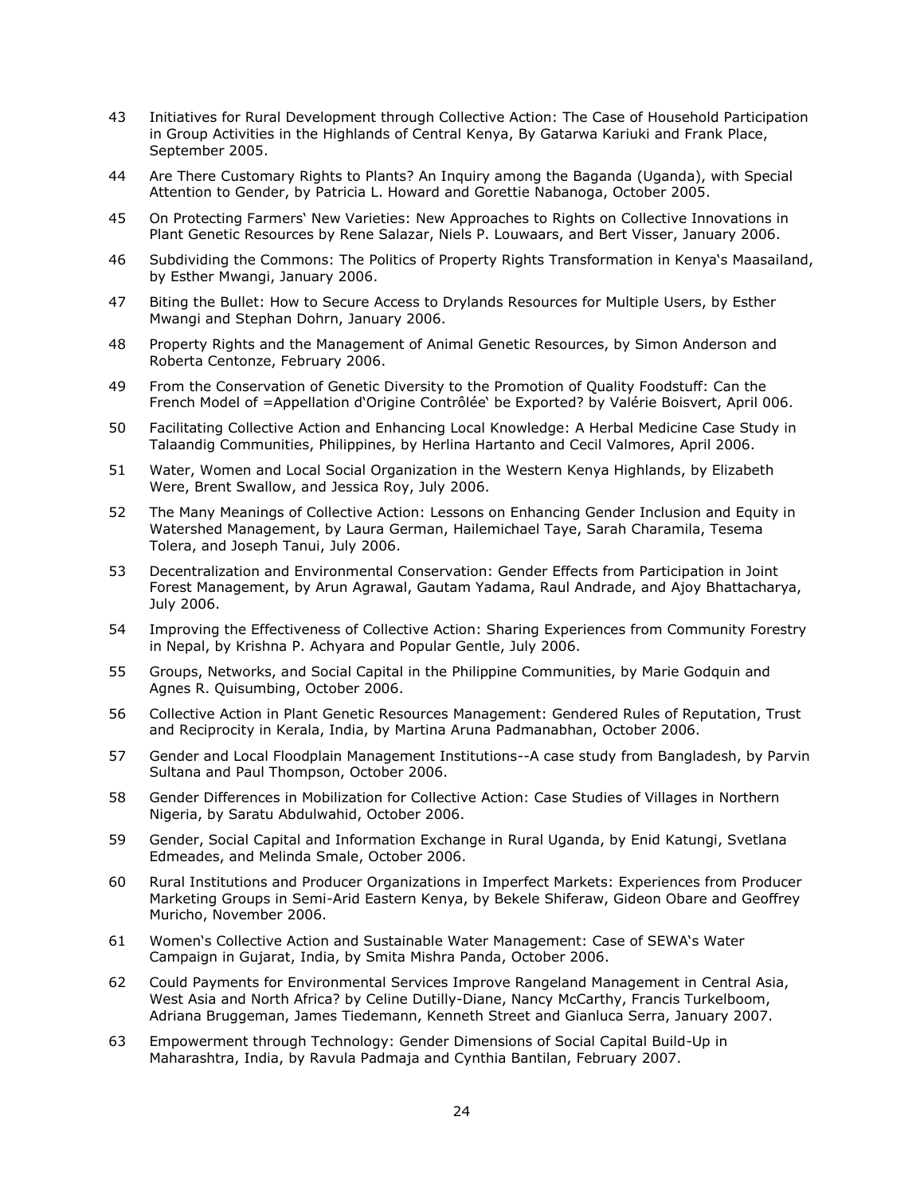43 Initiatives for Rural Development through Collective Action: The Case of Household Participation in Group Activities in the Highlands of Central Kenya, By Gatarwa Kariuki and Frank Place, September 2005.

44 Are There Customary Rights to Plants? An Inquiry among the Baganda (Uganda), with Special Attention to Gender, by Patricia L. Howard and Gorettie Nabanoga, October 2005.

45 On Protecting Farmers' New Varieties: New Approaches to Rights on Collective Innovations in Plant Genetic Resources by Rene Salazar, Niels P. Louwaars, and Bert Visser, January 2006.

46 Subdividing the Commons: The Politics of Property Rights Transformation in Kenya's Maasailand, by Esther Mwangi, January 2006.

47 Biting the Bullet: How to Secure Access to Drylands Resources for Multiple Users, by Esther Mwangi and Stephan Dohrn, January 2006.

48 Property Rights and the Management of Animal Genetic Resources, by Simon Anderson and Roberta Centonze, February 2006.

49 From the Conservation of Genetic Diversity to the Promotion of Quality Foodstuff: Can the French Model of =Appellation d'Origine Contrôlée' be Exported? by Valérie Boisvert, April 006.

50 Facilitating Collective Action and Enhancing Local Knowledge: A Herbal Medicine Case Study in Talaandig Communities, Philippines, by Herlina Hartanto and Cecil Valmores, April 2006.

51 Water, Women and Local Social Organization in the Western Kenya Highlands, by Elizabeth Were, Brent Swallow, and Jessica Roy, July 2006.

52 The Many Meanings of Collective Action: Lessons on Enhancing Gender Inclusion and Equity in Watershed Management, by Laura German, Hailemichael Taye, Sarah Charamila, Tesema Tolera, and Joseph Tanui, July 2006.

53 Decentralization and Environmental Conservation: Gender Effects from Participation in Joint Forest Management, by Arun Agrawal, Gautam Yadama, Raul Andrade, and Ajoy Bhattacharya, July 2006.

54 Improving the Effectiveness of Collective Action: Sharing Experiences from Community Forestry in Nepal, by Krishna P. Achyara and Popular Gentle, July 2006.

55 Groups, Networks, and Social Capital in the Philippine Communities, by Marie Godquin and Agnes R. Quisumbing, October 2006.

56 Collective Action in Plant Genetic Resources Management: Gendered Rules of Reputation, Trust and Reciprocity in Kerala, India, by Martina Aruna Padmanabhan, October 2006.

57 Gender and Local Floodplain Management Institutions--A case study from Bangladesh, by Parvin Sultana and Paul Thompson, October 2006.

58 Gender Differences in Mobilization for Collective Action: Case Studies of Villages in Northern Nigeria, by Saratu Abdulwahid, October 2006.

59 Gender, Social Capital and Information Exchange in Rural Uganda, by Enid Katungi, Svetlana Edmeades, and Melinda Smale, October 2006.

60 Rural Institutions and Producer Organizations in Imperfect Markets: Experiences from Producer Marketing Groups in Semi-Arid Eastern Kenya, by Bekele Shiferaw, Gideon Obare and Geoffrey Muricho, November 2006.

61 Women's Collective Action and Sustainable Water Management: Case of SEWA's Water Campaign in Gujarat, India, by Smita Mishra Panda, October 2006.

62 Could Payments for Environmental Services Improve Rangeland Management in Central Asia, West Asia and North Africa? by Celine Dutilly-Diane, Nancy McCarthy, Francis Turkelboom, Adriana Bruggeman, James Tiedemann, Kenneth Street and Gianluca Serra, January 2007.

63 Empowerment through Technology: Gender Dimensions of Social Capital Build-Up in Maharashtra, India, by Ravula Padmaja and Cynthia Bantilan, February 2007.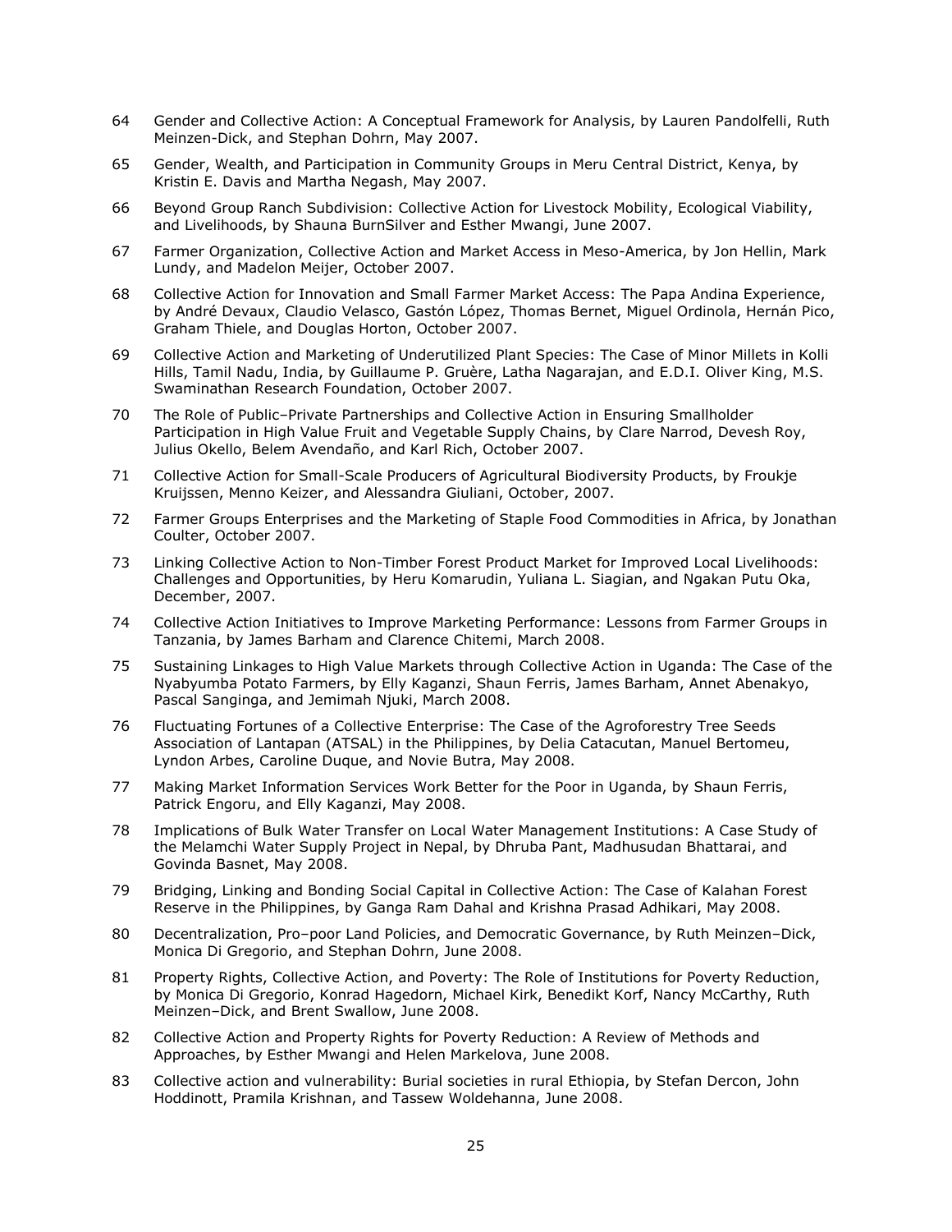64 Gender and Collective Action: A Conceptual Framework for Analysis, by Lauren Pandolfelli, Ruth Meinzen-Dick, and Stephan Dohrn, May 2007.

65 Gender, Wealth, and Participation in Community Groups in Meru Central District, Kenya, by Kristin E. Davis and Martha Negash, May 2007.

66 Beyond Group Ranch Subdivision: Collective Action for Livestock Mobility, Ecological Viability, and Livelihoods, by Shauna BurnSilver and Esther Mwangi, June 2007.

67 Farmer Organization, Collective Action and Market Access in Meso-America, by Jon Hellin, Mark Lundy, and Madelon Meijer, October 2007.

68 Collective Action for Innovation and Small Farmer Market Access: The Papa Andina Experience, by André Devaux, Claudio Velasco, Gastón López, Thomas Bernet, Miguel Ordinola, Hernán Pico, Graham Thiele, and Douglas Horton, October 2007.

69 Collective Action and Marketing of Underutilized Plant Species: The Case of Minor Millets in Kolli Hills, Tamil Nadu, India, by Guillaume P. Gruère, Latha Nagarajan, and E.D.I. Oliver King, M.S. Swaminathan Research Foundation, October 2007.

70 The Role of Public–Private Partnerships and Collective Action in Ensuring Smallholder Participation in High Value Fruit and Vegetable Supply Chains, by Clare Narrod, Devesh Roy, Julius Okello, Belem Avendaño, and Karl Rich, October 2007.

71 Collective Action for Small-Scale Producers of Agricultural Biodiversity Products, by Froukje Kruijssen, Menno Keizer, and Alessandra Giuliani, October, 2007.

72 Farmer Groups Enterprises and the Marketing of Staple Food Commodities in Africa, by Jonathan Coulter, October 2007.

73 Linking Collective Action to Non-Timber Forest Product Market for Improved Local Livelihoods: Challenges and Opportunities, by Heru Komarudin, Yuliana L. Siagian, and Ngakan Putu Oka, December, 2007.

74 Collective Action Initiatives to Improve Marketing Performance: Lessons from Farmer Groups in Tanzania, by James Barham and Clarence Chitemi, March 2008.

75 Sustaining Linkages to High Value Markets through Collective Action in Uganda: The Case of the Nyabyumba Potato Farmers, by Elly Kaganzi, Shaun Ferris, James Barham, Annet Abenakyo, Pascal Sanginga, and Jemimah Njuki, March 2008.

76 Fluctuating Fortunes of a Collective Enterprise: The Case of the Agroforestry Tree Seeds Association of Lantapan (ATSAL) in the Philippines, by Delia Catacutan, Manuel Bertomeu, Lyndon Arbes, Caroline Duque, and Novie Butra, May 2008.

77 Making Market Information Services Work Better for the Poor in Uganda, by Shaun Ferris, Patrick Engoru, and Elly Kaganzi, May 2008.

78 Implications of Bulk Water Transfer on Local Water Management Institutions: A Case Study of the Melamchi Water Supply Project in Nepal, by Dhruba Pant, Madhusudan Bhattarai, and Govinda Basnet, May 2008.

79 Bridging, Linking and Bonding Social Capital in Collective Action: The Case of Kalahan Forest Reserve in the Philippines, by Ganga Ram Dahal and Krishna Prasad Adhikari, May 2008.

80 Decentralization, Pro–poor Land Policies, and Democratic Governance, by Ruth Meinzen–Dick, Monica Di Gregorio, and Stephan Dohrn, June 2008.

81 Property Rights, Collective Action, and Poverty: The Role of Institutions for Poverty Reduction, by Monica Di Gregorio, Konrad Hagedorn, Michael Kirk, Benedikt Korf, Nancy McCarthy, Ruth Meinzen–Dick, and Brent Swallow, June 2008.

82 Collective Action and Property Rights for Poverty Reduction: A Review of Methods and Approaches, by Esther Mwangi and Helen Markelova, June 2008.

83 Collective action and vulnerability: Burial societies in rural Ethiopia, by Stefan Dercon, John Hoddinott, Pramila Krishnan, and Tassew Woldehanna, June 2008.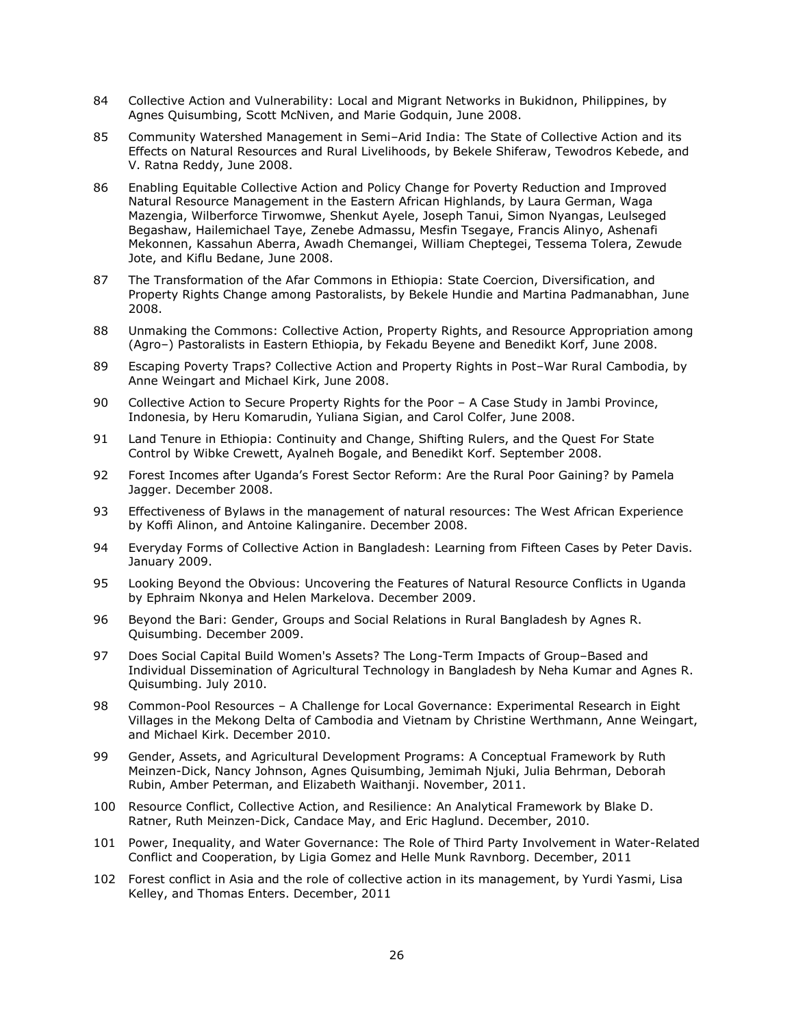84 Collective Action and Vulnerability: Local and Migrant Networks in Bukidnon, Philippines, by Agnes Quisumbing, Scott McNiven, and Marie Godquin, June 2008.

85 Community Watershed Management in Semi–Arid India: The State of Collective Action and its Effects on Natural Resources and Rural Livelihoods, by Bekele Shiferaw, Tewodros Kebede, and V. Ratna Reddy, June 2008.

86 Enabling Equitable Collective Action and Policy Change for Poverty Reduction and Improved Natural Resource Management in the Eastern African Highlands, by Laura German, Waga Mazengia, Wilberforce Tirwomwe, Shenkut Ayele, Joseph Tanui, Simon Nyangas, Leulseged Begashaw, Hailemichael Taye, Zenebe Admassu, Mesfin Tsegaye, Francis Alinyo, Ashenafi Mekonnen, Kassahun Aberra, Awadh Chemangei, William Cheptegei, Tessema Tolera, Zewude Jote, and Kiflu Bedane, June 2008.

87 The Transformation of the Afar Commons in Ethiopia: State Coercion, Diversification, and Property Rights Change among Pastoralists, by Bekele Hundie and Martina Padmanabhan, June 2008.

88 Unmaking the Commons: Collective Action, Property Rights, and Resource Appropriation among (Agro–) Pastoralists in Eastern Ethiopia, by Fekadu Beyene and Benedikt Korf, June 2008.

89 Escaping Poverty Traps? Collective Action and Property Rights in Post–War Rural Cambodia, by Anne Weingart and Michael Kirk, June 2008.

90 Collective Action to Secure Property Rights for the Poor – A Case Study in Jambi Province, Indonesia, by Heru Komarudin, Yuliana Sigian, and Carol Colfer, June 2008.

91 Land Tenure in Ethiopia: Continuity and Change, Shifting Rulers, and the Quest For State Control by Wibke Crewett, Ayalneh Bogale, and Benedikt Korf. September 2008.

92 Forest Incomes after Uganda's Forest Sector Reform: Are the Rural Poor Gaining? by Pamela Jagger. December 2008.

93 Effectiveness of Bylaws in the management of natural resources: The West African Experience by Koffi Alinon, and Antoine Kalinganire. December 2008.

94 Everyday Forms of Collective Action in Bangladesh: Learning from Fifteen Cases by Peter Davis. January 2009.

95 Looking Beyond the Obvious: Uncovering the Features of Natural Resource Conflicts in Uganda by Ephraim Nkonya and Helen Markelova. December 2009.

96 Beyond the Bari: Gender, Groups and Social Relations in Rural Bangladesh by Agnes R. Quisumbing. December 2009.

97 Does Social Capital Build Women's Assets? The Long-Term Impacts of Group–Based and Individual Dissemination of Agricultural Technology in Bangladesh by Neha Kumar and Agnes R. Quisumbing. July 2010.

98 Common-Pool Resources – A Challenge for Local Governance: Experimental Research in Eight Villages in the Mekong Delta of Cambodia and Vietnam by Christine Werthmann, Anne Weingart, and Michael Kirk. December 2010.

99 Gender, Assets, and Agricultural Development Programs: A Conceptual Framework by Ruth Meinzen-Dick, Nancy Johnson, Agnes Quisumbing, Jemimah Njuki, Julia Behrman, Deborah Rubin, Amber Peterman, and Elizabeth Waithanji. November, 2011.

100 Resource Conflict, Collective Action, and Resilience: An Analytical Framework by Blake D. Ratner, Ruth Meinzen-Dick, Candace May, and Eric Haglund. December, 2010.

101 Power, Inequality, and Water Governance: The Role of Third Party Involvement in Water-Related Conflict and Cooperation, by Ligia Gomez and Helle Munk Ravnborg. December, 2011

102 Forest conflict in Asia and the role of collective action in its management, by Yurdi Yasmi, Lisa Kelley, and Thomas Enters. December, 2011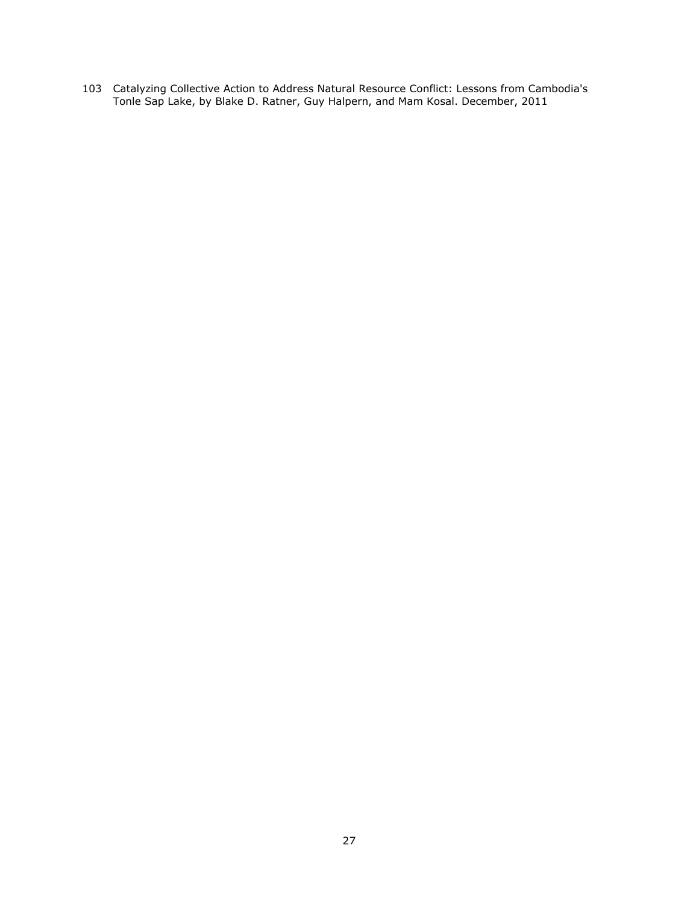103 Catalyzing Collective Action to Address Natural Resource Conflict: Lessons from Cambodia's Tonle Sap Lake, by Blake D. Ratner, Guy Halpern, and Mam Kosal. December, 2011